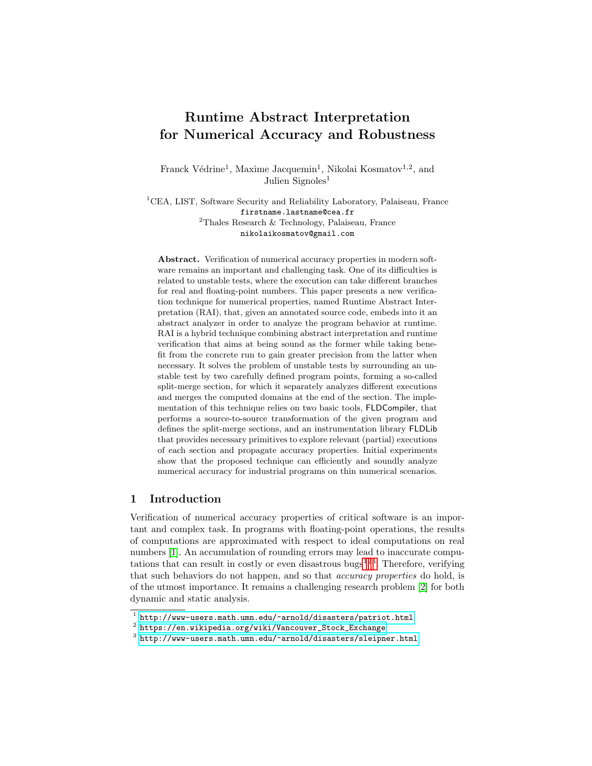# Runtime Abstract Interpretation for Numerical Accuracy and Robustness

Franck Védrine[1], Maxime Jacquemin[1], Nikolai Kosmatov[1,2], and Julien Signoles[1]

[1]CEA, LIST, Software Security and Reliability Laboratory, Palaiseau, France
firstname.lastname@cea.fr
[2]Thales Research & Technology, Palaiseau, France
nikolaikosmatov@gmail.com

**Abstract.** Verification of numerical accuracy properties in modern software remains an important and challenging task. One of its difficulties is related to unstable tests, where the execution can take different branches for real and floating-point numbers. This paper presents a new verification technique for numerical properties, named Runtime Abstract Interpretation (RAI), that, given an annotated source code, embeds into it an abstract analyzer in order to analyze the program behavior at runtime. RAI is a hybrid technique combining abstract interpretation and runtime verification that aims at being sound as the former while taking benefit from the concrete run to gain greater precision from the latter when necessary. It solves the problem of unstable tests by surrounding an unstable test by two carefully defined program points, forming a so-called split-merge section, for which it separately analyzes different executions and merges the computed domains at the end of the section. The implementation of this technique relies on two basic tools, FLDCompiler, that performs a source-to-source transformation of the given program and defines the split-merge sections, and an instrumentation library FLDLib that provides necessary primitives to explore relevant (partial) executions of each section and propagate accuracy properties. Initial experiments show that the proposed technique can efficiently and soundly analyze numerical accuracy for industrial programs on thin numerical scenarios.

## 1 Introduction

Verification of numerical accuracy properties of critical software is an important and complex task. In programs with floating-point operations, the results of computations are approximated with respect to ideal computations on real numbers [1]. An accumulation of rounding errors may lead to inaccurate computations that can result in costly or even disastrous bugs[1,2,3]. Therefore, verifying that such behaviors do not happen, and so that *accuracy properties* do hold, is of the utmost importance. It remains a challenging research problem [2] for both dynamic and static analysis.

[1] http://www-users.math.umn.edu/~arnold/disasters/patriot.html
[2] https://en.wikipedia.org/wiki/Vancouver_Stock_Exchange
[3] http://www-users.math.umn.edu/~arnold/disasters/sleipner.html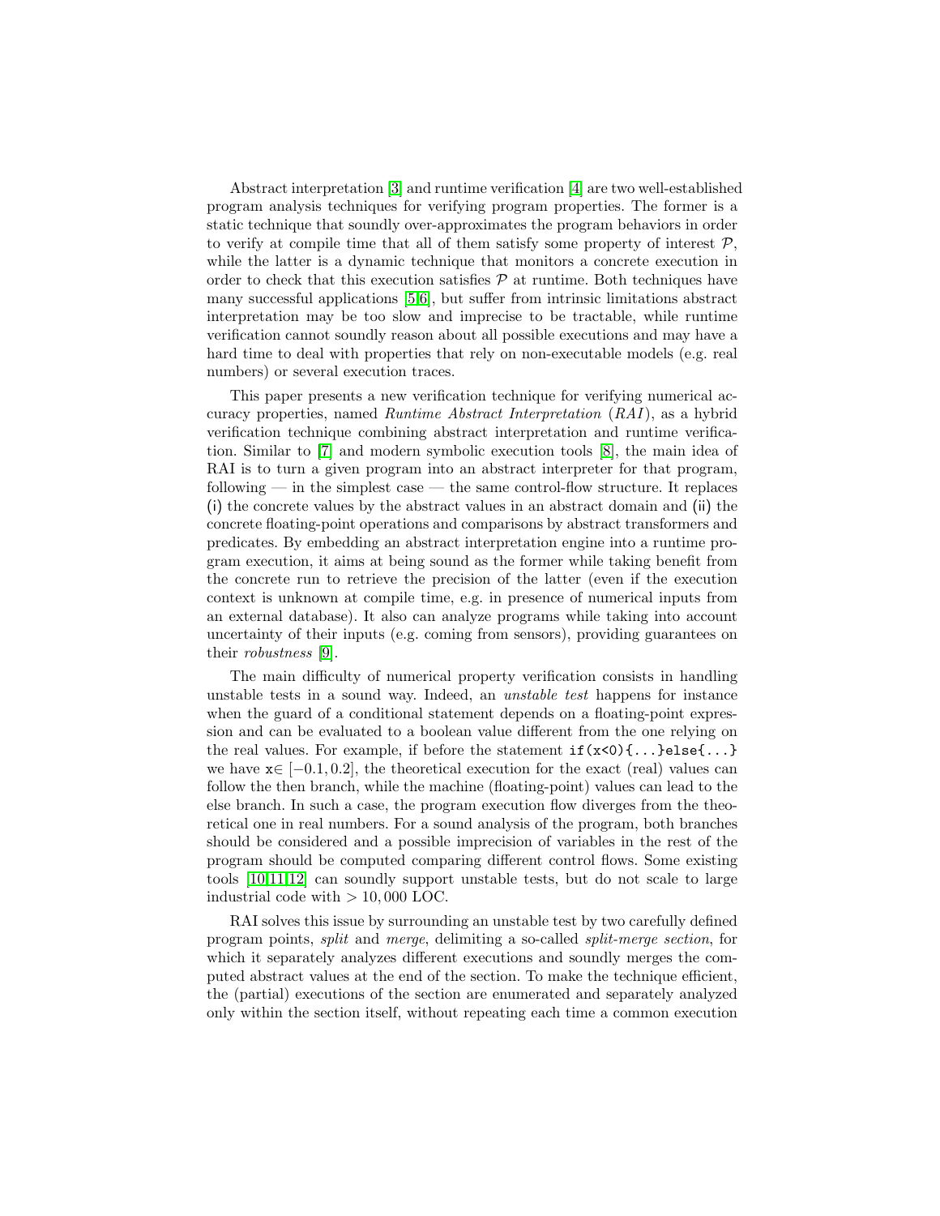Abstract interpretation [3] and runtime verification [4] are two well-established program analysis techniques for verifying program properties. The former is a static technique that soundly over-approximates the program behaviors in order to verify at compile time that all of them satisfy some property of interest $\mathcal{P}$, while the latter is a dynamic technique that monitors a concrete execution in order to check that this execution satisfies $\mathcal{P}$ at runtime. Both techniques have many successful applications [5,6], but suffer from intrinsic limitations abstract interpretation may be too slow and imprecise to be tractable, while runtime verification cannot soundly reason about all possible executions and may have a hard time to deal with properties that rely on non-executable models (e.g. real numbers) or several execution traces.

This paper presents a new verification technique for verifying numerical accuracy properties, named *Runtime Abstract Interpretation* (*RAI*), as a hybrid verification technique combining abstract interpretation and runtime verification. Similar to [7] and modern symbolic execution tools [8], the main idea of RAI is to turn a given program into an abstract interpreter for that program, following — in the simplest case — the same control-flow structure. It replaces (i) the concrete values by the abstract values in an abstract domain and (ii) the concrete floating-point operations and comparisons by abstract transformers and predicates. By embedding an abstract interpretation engine into a runtime program execution, it aims at being sound as the former while taking benefit from the concrete run to retrieve the precision of the latter (even if the execution context is unknown at compile time, e.g. in presence of numerical inputs from an external database). It also can analyze programs while taking into account uncertainty of their inputs (e.g. coming from sensors), providing guarantees on their *robustness* [9].

The main difficulty of numerical property verification consists in handling unstable tests in a sound way. Indeed, an *unstable test* happens for instance when the guard of a conditional statement depends on a floating-point expression and can be evaluated to a boolean value different from the one relying on the real values. For example, if before the statement `if(x<0){...}else{...}` we have x$\in [-0.1, 0.2]$, the theoretical execution for the exact (real) values can follow the then branch, while the machine (floating-point) values can lead to the else branch. In such a case, the program execution flow diverges from the theoretical one in real numbers. For a sound analysis of the program, both branches should be considered and a possible imprecision of variables in the rest of the program should be computed comparing different control flows. Some existing tools [10,11,12] can soundly support unstable tests, but do not scale to large industrial code with $> 10,000$ LOC.

RAI solves this issue by surrounding an unstable test by two carefully defined program points, *split* and *merge*, delimiting a so-called *split-merge section*, for which it separately analyzes different executions and soundly merges the computed abstract values at the end of the section. To make the technique efficient, the (partial) executions of the section are enumerated and separately analyzed only within the section itself, without repeating each time a common execution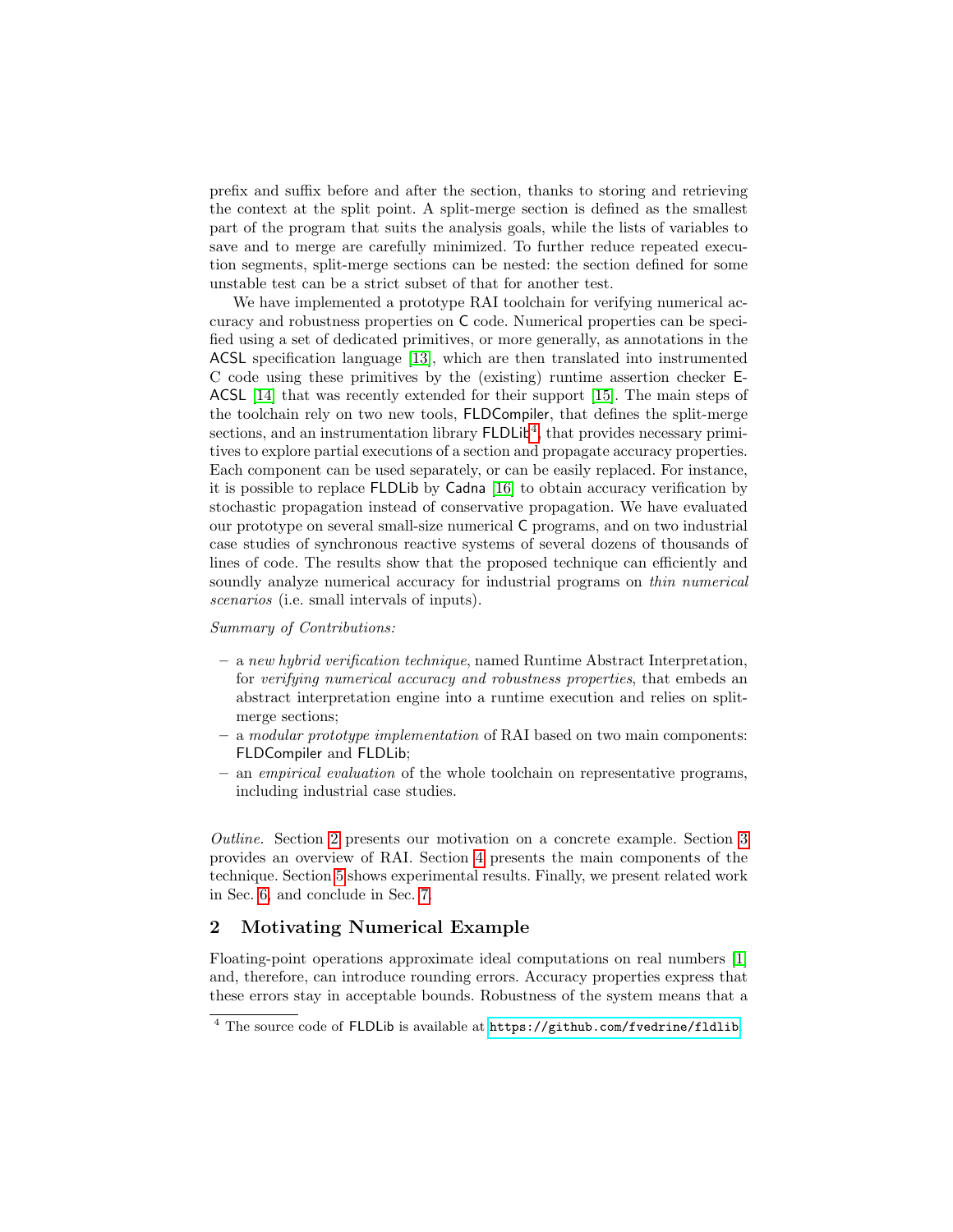prefix and suffix before and after the section, thanks to storing and retrieving the context at the split point. A split-merge section is defined as the smallest part of the program that suits the analysis goals, while the lists of variables to save and to merge are carefully minimized. To further reduce repeated execution segments, split-merge sections can be nested: the section defined for some unstable test can be a strict subset of that for another test.

We have implemented a prototype RAI toolchain for verifying numerical accuracy and robustness properties on C code. Numerical properties can be specified using a set of dedicated primitives, or more generally, as annotations in the ACSL specification language [13], which are then translated into instrumented C code using these primitives by the (existing) runtime assertion checker E-ACSL [14] that was recently extended for their support [15]. The main steps of the toolchain rely on two new tools, FLDCompiler, that defines the split-merge sections, and an instrumentation library FLDLib[4], that provides necessary primitives to explore partial executions of a section and propagate accuracy properties. Each component can be used separately, or can be easily replaced. For instance, it is possible to replace FLDLib by Cadna [16] to obtain accuracy verification by stochastic propagation instead of conservative propagation. We have evaluated our prototype on several small-size numerical C programs, and on two industrial case studies of synchronous reactive systems of several dozens of thousands of lines of code. The results show that the proposed technique can efficiently and soundly analyze numerical accuracy for industrial programs on *thin numerical scenarios* (i.e. small intervals of inputs).

*Summary of Contributions:*

- a *new hybrid verification technique*, named Runtime Abstract Interpretation, for *verifying numerical accuracy and robustness properties*, that embeds an abstract interpretation engine into a runtime execution and relies on split-merge sections;
- a *modular prototype implementation* of RAI based on two main components: FLDCompiler and FLDLib;
- an *empirical evaluation* of the whole toolchain on representative programs, including industrial case studies.

*Outline.* Section 2 presents our motivation on a concrete example. Section 3 provides an overview of RAI. Section 4 presents the main components of the technique. Section 5 shows experimental results. Finally, we present related work in Sec. 6, and conclude in Sec. 7.

## 2 Motivating Numerical Example

Floating-point operations approximate ideal computations on real numbers [1] and, therefore, can introduce rounding errors. Accuracy properties express that these errors stay in acceptable bounds. Robustness of the system means that a

[4] The source code of FLDLib is available at https://github.com/fvedrine/fldlib.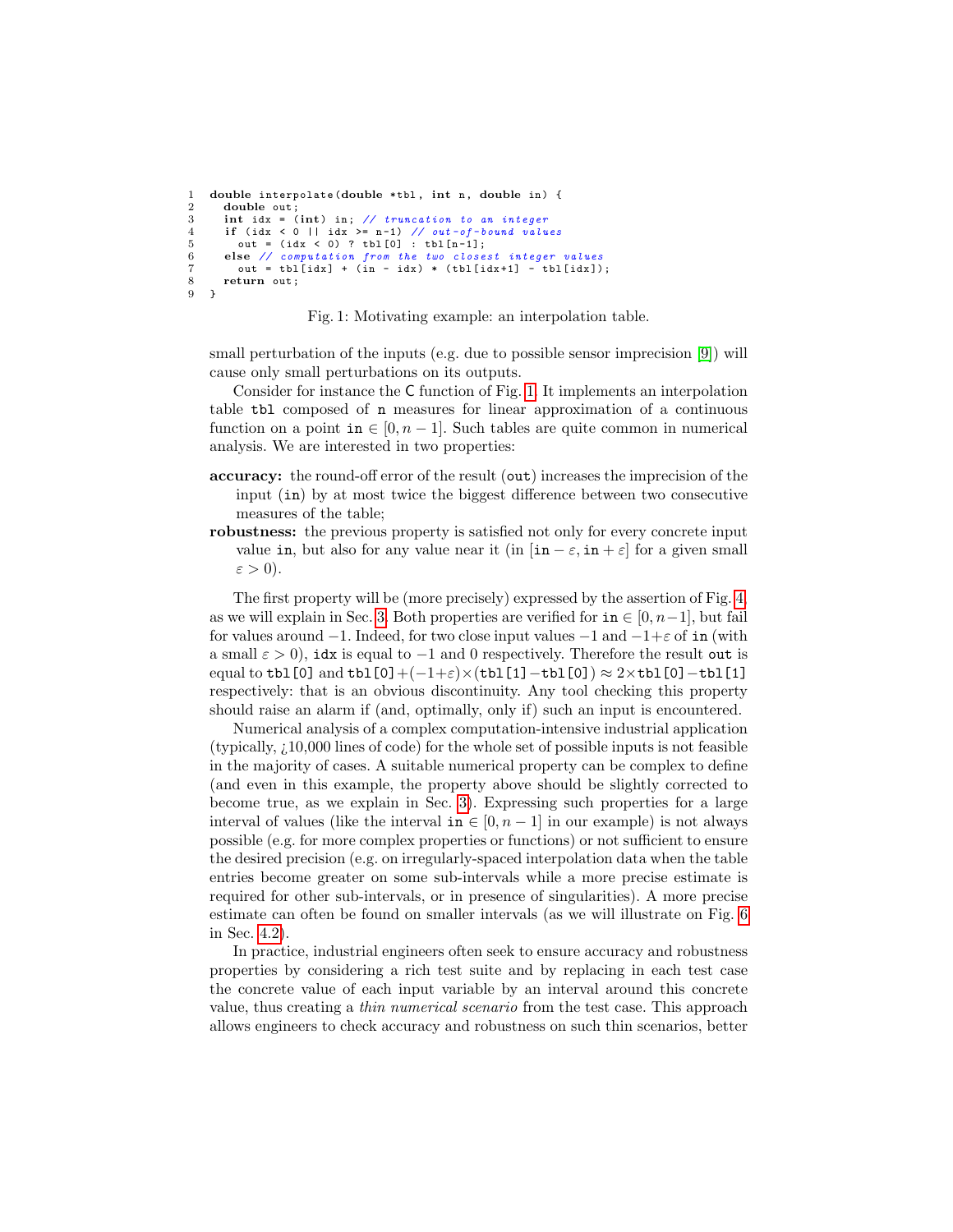```c
double interpolate(double *tbl, int n, double in) {
  double out;
  int idx = (int) in; // truncation to an integer
  if (idx < 0 || idx >= n-1) // out-of-bound values
    out = (idx < 0) ? tbl[0] : tbl[n-1];
  else // computation from the two closest integer values
    out = tbl[idx] + (in - idx) * (tbl[idx+1] - tbl[idx]);
  return out;
}
```

Fig. 1: Motivating example: an interpolation table.

small perturbation of the inputs (e.g. due to possible sensor imprecision [9]) will cause only small perturbations on its outputs.

Consider for instance the C function of Fig. 1. It implements an interpolation table `tbl` composed of `n` measures for linear approximation of a continuous function on a point $\texttt{in} \in [0, n-1]$. Such tables are quite common in numerical analysis. We are interested in two properties:

**accuracy:** the round-off error of the result (`out`) increases the imprecision of the input (`in`) by at most twice the biggest difference between two consecutive measures of the table;

**robustness:** the previous property is satisfied not only for every concrete input value `in`, but also for any value near it (in $[\texttt{in} - \varepsilon, \texttt{in} + \varepsilon]$ for a given small $\varepsilon > 0$).

The first property will be (more precisely) expressed by the assertion of Fig. 4, as we will explain in Sec. 3. Both properties are verified for $\texttt{in} \in [0, n-1]$, but fail for values around $-1$. Indeed, for two close input values $-1$ and $-1+\varepsilon$ of `in` (with a small $\varepsilon > 0$), `idx` is equal to $-1$ and $0$ respectively. Therefore the result `out` is equal to `tbl[0]` and $\texttt{tbl[0]} + (-1+\varepsilon) \times (\texttt{tbl[1]} - \texttt{tbl[0]}) \approx 2 \times \texttt{tbl[0]} - \texttt{tbl[1]}$ respectively: that is an obvious discontinuity. Any tool checking this property should raise an alarm if (and, optimally, only if) such an input is encountered.

Numerical analysis of a complex computation-intensive industrial application (typically, ¿10,000 lines of code) for the whole set of possible inputs is not feasible in the majority of cases. A suitable numerical property can be complex to define (and even in this example, the property above should be slightly corrected to become true, as we explain in Sec. 3). Expressing such properties for a large interval of values (like the interval $\texttt{in} \in [0, n-1]$ in our example) is not always possible (e.g. for more complex properties or functions) or not sufficient to ensure the desired precision (e.g. on irregularly-spaced interpolation data when the table entries become greater on some sub-intervals while a more precise estimate is required for other sub-intervals, or in presence of singularities). A more precise estimate can often be found on smaller intervals (as we will illustrate on Fig. 6 in Sec. 4.2).

In practice, industrial engineers often seek to ensure accuracy and robustness properties by considering a rich test suite and by replacing in each test case the concrete value of each input variable by an interval around this concrete value, thus creating a *thin numerical scenario* from the test case. This approach allows engineers to check accuracy and robustness on such thin scenarios, better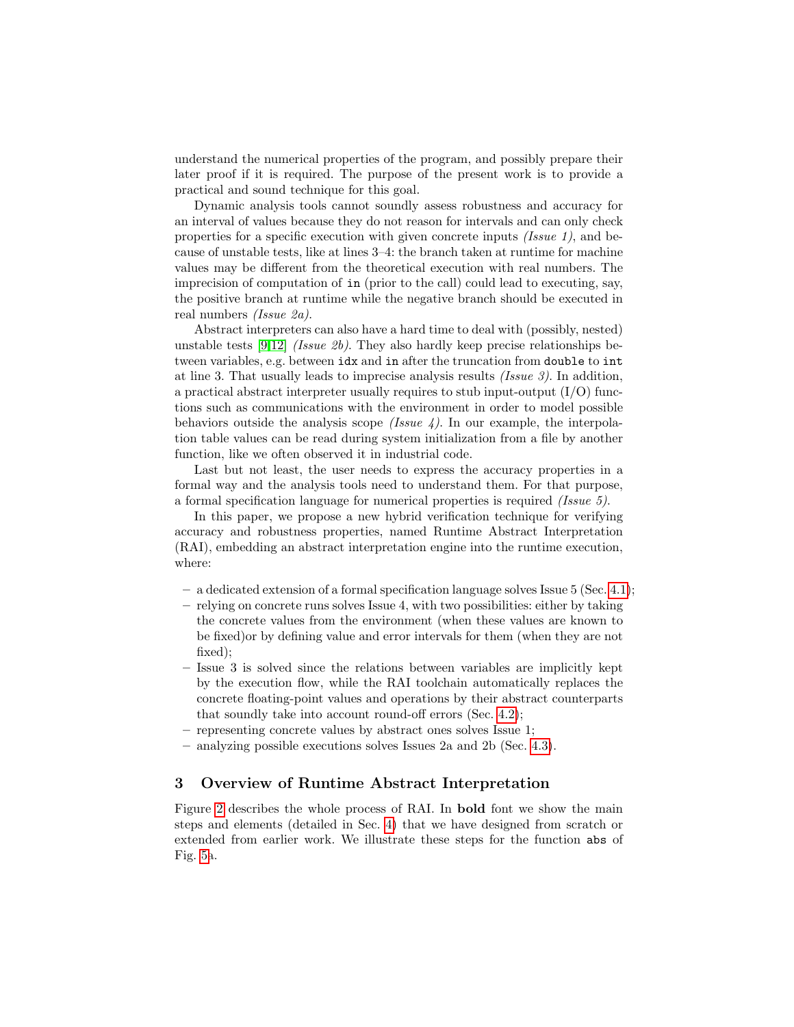understand the numerical properties of the program, and possibly prepare their later proof if it is required. The purpose of the present work is to provide a practical and sound technique for this goal.

Dynamic analysis tools cannot soundly assess robustness and accuracy for an interval of values because they do not reason for intervals and can only check properties for a specific execution with given concrete inputs *(Issue 1)*, and because of unstable tests, like at lines 3–4: the branch taken at runtime for machine values may be different from the theoretical execution with real numbers. The imprecision of computation of `in` (prior to the call) could lead to executing, say, the positive branch at runtime while the negative branch should be executed in real numbers *(Issue 2a)*.

Abstract interpreters can also have a hard time to deal with (possibly, nested) unstable tests [9,12] *(Issue 2b)*. They also hardly keep precise relationships between variables, e.g. between `idx` and `in` after the truncation from `double` to `int` at line 3. That usually leads to imprecise analysis results *(Issue 3)*. In addition, a practical abstract interpreter usually requires to stub input-output (I/O) functions such as communications with the environment in order to model possible behaviors outside the analysis scope *(Issue 4)*. In our example, the interpolation table values can be read during system initialization from a file by another function, like we often observed it in industrial code.

Last but not least, the user needs to express the accuracy properties in a formal way and the analysis tools need to understand them. For that purpose, a formal specification language for numerical properties is required *(Issue 5)*.

In this paper, we propose a new hybrid verification technique for verifying accuracy and robustness properties, named Runtime Abstract Interpretation (RAI), embedding an abstract interpretation engine into the runtime execution, where:

- a dedicated extension of a formal specification language solves Issue 5 (Sec. 4.1);
- relying on concrete runs solves Issue 4, with two possibilities: either by taking the concrete values from the environment (when these values are known to be fixed)or by defining value and error intervals for them (when they are not fixed);
- Issue 3 is solved since the relations between variables are implicitly kept by the execution flow, while the RAI toolchain automatically replaces the concrete floating-point values and operations by their abstract counterparts that soundly take into account round-off errors (Sec. 4.2);
- representing concrete values by abstract ones solves Issue 1;
- analyzing possible executions solves Issues 2a and 2b (Sec. 4.3).

## 3 Overview of Runtime Abstract Interpretation

Figure 2 describes the whole process of RAI. In **bold** font we show the main steps and elements (detailed in Sec. 4) that we have designed from scratch or extended from earlier work. We illustrate these steps for the function `abs` of Fig. 5a.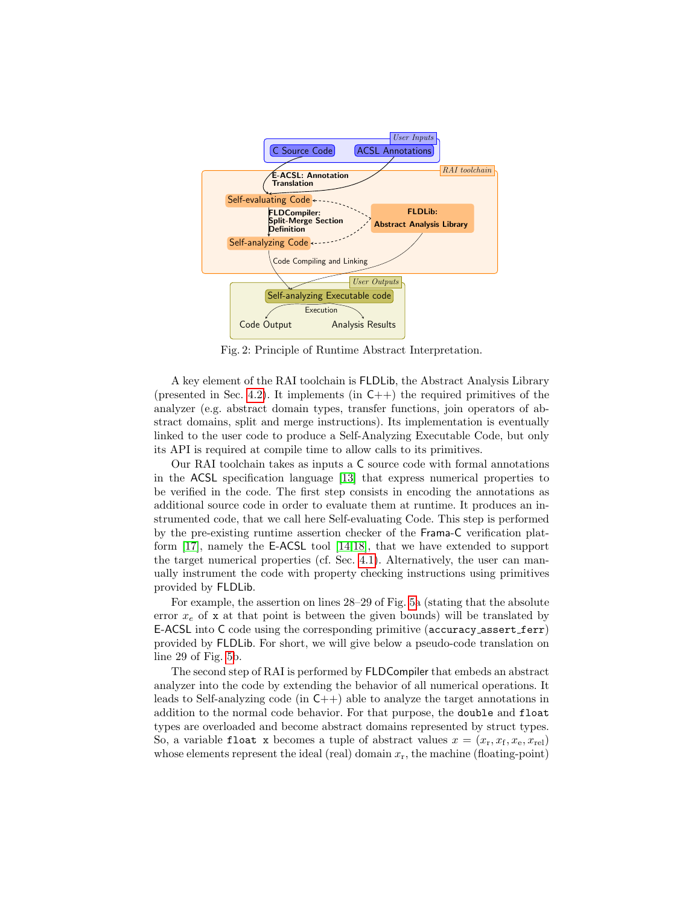User Inputs

C Source Code

ACSL Annotations

RAI toolchain

E-ACSL: Annotation Translation

Self-evaluating Code

FLDCompiler: Split-Merge Section Definition

FLDLib: Abstract Analysis Library

Self-analyzing Code

Code Compiling and Linking

User Outputs

Self-analyzing Executable code

Execution

Code Output

Analysis Results

Fig. 2: Principle of Runtime Abstract Interpretation.

A key element of the RAI toolchain is FLDLib, the Abstract Analysis Library (presented in Sec. 4.2). It implements (in C++) the required primitives of the analyzer (e.g. abstract domain types, transfer functions, join operators of abstract domains, split and merge instructions). Its implementation is eventually linked to the user code to produce a Self-Analyzing Executable Code, but only its API is required at compile time to allow calls to its primitives.

Our RAI toolchain takes as inputs a C source code with formal annotations in the ACSL specification language [13] that express numerical properties to be verified in the code. The first step consists in encoding the annotations as additional source code in order to evaluate them at runtime. It produces an instrumented code, that we call here Self-evaluating Code. This step is performed by the pre-existing runtime assertion checker of the Frama-C verification platform [17], namely the E-ACSL tool [14,18], that we have extended to support the target numerical properties (cf. Sec. 4.1). Alternatively, the user can manually instrument the code with property checking instructions using primitives provided by FLDLib.

For example, the assertion on lines 28–29 of Fig. 5a (stating that the absolute error $x_e$ of `x` at that point is between the given bounds) will be translated by E-ACSL into C code using the corresponding primitive (`accuracy_assert_ferr`) provided by FLDLib. For short, we will give below a pseudo-code translation on line 29 of Fig. 5b.

The second step of RAI is performed by FLDCompiler that embeds an abstract analyzer into the code by extending the behavior of all numerical operations. It leads to Self-analyzing code (in C++) able to analyze the target annotations in addition to the normal code behavior. For that purpose, the `double` and `float` types are overloaded and become abstract domains represented by struct types. So, a variable `float x` becomes a tuple of abstract values $x = (x_{\mathrm{r}}, x_{\mathrm{f}}, x_{\mathrm{e}}, x_{\mathrm{rel}})$ whose elements represent the ideal (real) domain $x_{\mathrm{r}}$, the machine (floating-point)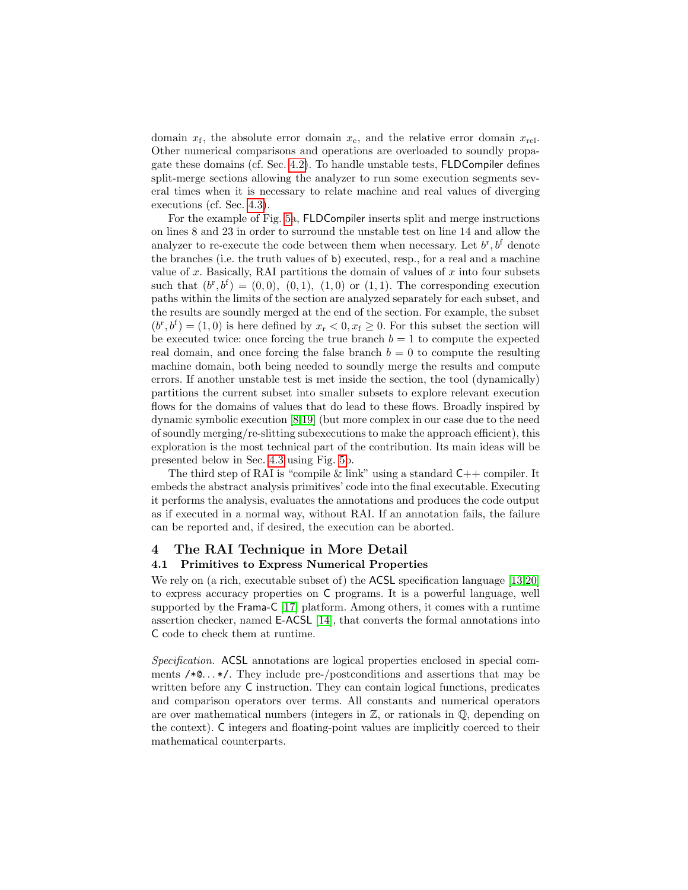domain $x_{\mathrm{f}}$, the absolute error domain $x_{\mathrm{e}}$, and the relative error domain $x_{\mathrm{rel}}$. Other numerical comparisons and operations are overloaded to soundly propagate these domains (cf. Sec. 4.2). To handle unstable tests, FLDCompiler defines split-merge sections allowing the analyzer to run some execution segments several times when it is necessary to relate machine and real values of diverging executions (cf. Sec. 4.3).

For the example of Fig. 5a, FLDCompiler inserts split and merge instructions on lines 8 and 23 in order to surround the unstable test on line 14 and allow the analyzer to re-execute the code between them when necessary. Let $b^{\mathrm{r}}, b^{\mathrm{f}}$ denote the branches (i.e. the truth values of `b`) executed, resp., for a real and a machine value of $x$. Basically, RAI partitions the domain of values of $x$ into four subsets such that $(b^{\mathrm{r}}, b^{\mathrm{f}}) = (0,0),\ (0,1),\ (1,0)$ or $(1,1)$. The corresponding execution paths within the limits of the section are analyzed separately for each subset, and the results are soundly merged at the end of the section. For example, the subset $(b^{\mathrm{r}}, b^{\mathrm{f}}) = (1,0)$ is here defined by $x_{\mathrm{r}} < 0, x_{\mathrm{f}} \geq 0$. For this subset the section will be executed twice: once forcing the true branch $b = 1$ to compute the expected real domain, and once forcing the false branch $b = 0$ to compute the resulting machine domain, both being needed to soundly merge the results and compute errors. If another unstable test is met inside the section, the tool (dynamically) partitions the current subset into smaller subsets to explore relevant execution flows for the domains of values that do lead to these flows. Broadly inspired by dynamic symbolic execution [8,19] (but more complex in our case due to the need of soundly merging/re-slitting subexecutions to make the approach efficient), this exploration is the most technical part of the contribution. Its main ideas will be presented below in Sec. 4.3 using Fig. 5b.

The third step of RAI is "compile & link" using a standard C++ compiler. It embeds the abstract analysis primitives' code into the final executable. Executing it performs the analysis, evaluates the annotations and produces the code output as if executed in a normal way, without RAI. If an annotation fails, the failure can be reported and, if desired, the execution can be aborted.

## 4 The RAI Technique in More Detail

### 4.1 Primitives to Express Numerical Properties

We rely on (a rich, executable subset of) the ACSL specification language [13,20] to express accuracy properties on C programs. It is a powerful language, well supported by the Frama-C [17] platform. Among others, it comes with a runtime assertion checker, named E-ACSL [14], that converts the formal annotations into C code to check them at runtime.

*Specification.* ACSL annotations are logical properties enclosed in special comments `/*@...*/`. They include pre-/postconditions and assertions that may be written before any C instruction. They can contain logical functions, predicates and comparison operators over terms. All constants and numerical operators are over mathematical numbers (integers in $\mathbb{Z}$, or rationals in $\mathbb{Q}$, depending on the context). C integers and floating-point values are implicitly coerced to their mathematical counterparts.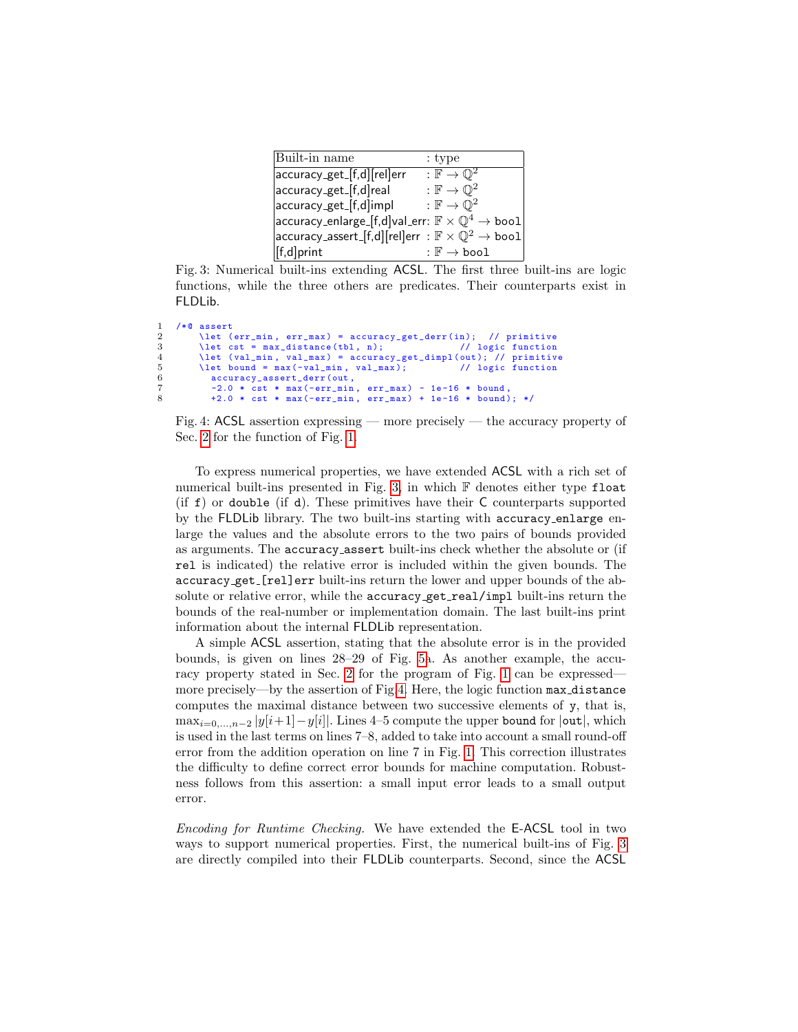| Built-in name | : type |
|---|---|
| accuracy_get_[f,d][rel]err | : $\mathbb{F} \to \mathbb{Q}^2$ |
| accuracy_get_[f,d]real | : $\mathbb{F} \to \mathbb{Q}^2$ |
| accuracy_get_[f,d]impl | : $\mathbb{F} \to \mathbb{Q}^2$ |
| accuracy_enlarge_[f,d]val_err | : $\mathbb{F} \times \mathbb{Q}^4 \to$ bool |
| accuracy_assert_[f,d][rel]err | : $\mathbb{F} \times \mathbb{Q}^2 \to$ bool |
| [f,d]print | : $\mathbb{F} \to$ bool |

Fig. 3: Numerical built-ins extending ACSL. The first three built-ins are logic functions, while the three others are predicates. Their counterparts exist in FLDLib.

```
1  /*@ assert
2      \let (err_min, err_max) = accuracy_get_derr(in);  // primitive
3      \let cst = max_distance(tbl, n);                 // logic function
4      \let (val_min, val_max) = accuracy_get_dimpl(out); // primitive
5      \let bound = max(-val_min, val_max);             // logic function
6        accuracy_assert_derr(out,
7        -2.0 * cst * max(-err_min, err_max) - 1e-16 * bound,
8        +2.0 * cst * max(-err_min, err_max) + 1e-16 * bound); */
```

Fig. 4: ACSL assertion expressing — more precisely — the accuracy property of Sec. 2 for the function of Fig. 1.

To express numerical properties, we have extended ACSL with a rich set of numerical built-ins presented in Fig. 3, in which $\mathbb{F}$ denotes either type `float` (if `f`) or `double` (if `d`). These primitives have their C counterparts supported by the FLDLib library. The two built-ins starting with `accuracy_enlarge` enlarge the values and the absolute errors to the two pairs of bounds provided as arguments. The `accuracy_assert` built-ins check whether the absolute or (if `rel` is indicated) the relative error is included within the given bounds. The `accuracy_get_[rel]err` built-ins return the lower and upper bounds of the absolute or relative error, while the `accuracy_get_real/impl` built-ins return the bounds of the real-number or implementation domain. The last built-ins print information about the internal FLDLib representation.

A simple ACSL assertion, stating that the absolute error is in the provided bounds, is given on lines 28–29 of Fig. 5a. As another example, the accuracy property stated in Sec. 2 for the program of Fig. 1 can be expressed—more precisely—by the assertion of Fig 4. Here, the logic function `max_distance` computes the maximal distance between two successive elements of `y`, that is, $\max_{i=0,\dots,n-2} |y[i+1]-y[i]|$. Lines 4–5 compute the upper `bound` for |`out`|, which is used in the last terms on lines 7–8, added to take into account a small round-off error from the addition operation on line 7 in Fig. 1. This correction illustrates the difficulty to define correct error bounds for machine computation. Robustness follows from this assertion: a small input error leads to a small output error.

*Encoding for Runtime Checking.* We have extended the E-ACSL tool in two ways to support numerical properties. First, the numerical built-ins of Fig. 3 are directly compiled into their FLDLib counterparts. Second, since the ACSL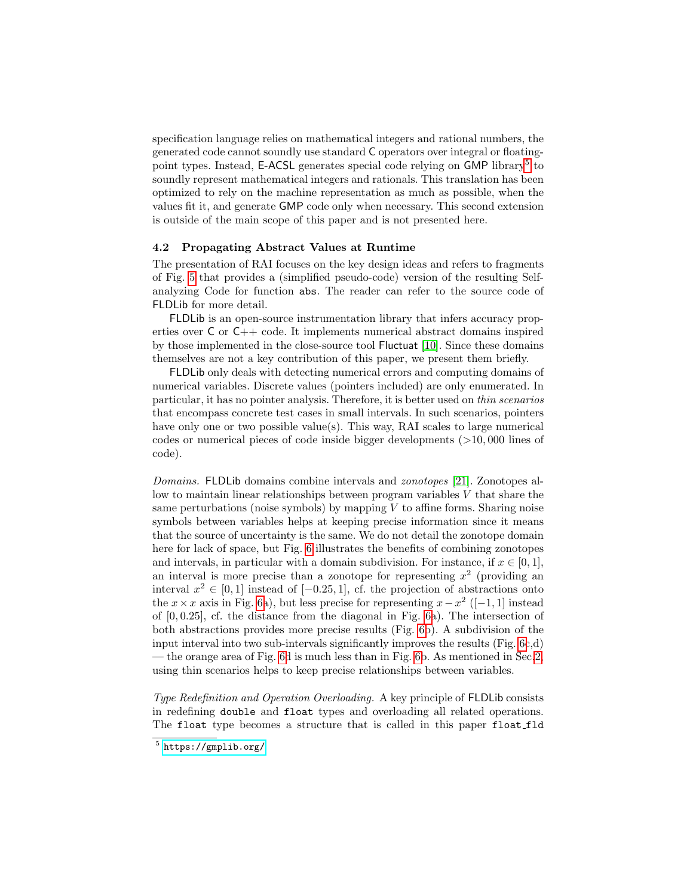specification language relies on mathematical integers and rational numbers, the generated code cannot soundly use standard C operators over integral or floating-point types. Instead, E-ACSL generates special code relying on GMP library[5] to soundly represent mathematical integers and rationals. This translation has been optimized to rely on the machine representation as much as possible, when the values fit it, and generate GMP code only when necessary. This second extension is outside of the main scope of this paper and is not presented here.

### 4.2 Propagating Abstract Values at Runtime

The presentation of RAI focuses on the key design ideas and refers to fragments of Fig. 5 that provides a (simplified pseudo-code) version of the resulting Self-analyzing Code for function `abs`. The reader can refer to the source code of FLDLib for more detail.

FLDLib is an open-source instrumentation library that infers accuracy properties over C or C++ code. It implements numerical abstract domains inspired by those implemented in the close-source tool Fluctuat [10]. Since these domains themselves are not a key contribution of this paper, we present them briefly.

FLDLib only deals with detecting numerical errors and computing domains of numerical variables. Discrete values (pointers included) are only enumerated. In particular, it has no pointer analysis. Therefore, it is better used on *thin scenarios* that encompass concrete test cases in small intervals. In such scenarios, pointers have only one or two possible value(s). This way, RAI scales to large numerical codes or numerical pieces of code inside bigger developments (>10,000 lines of code).

*Domains.* FLDLib domains combine intervals and *zonotopes* [21]. Zonotopes allow to maintain linear relationships between program variables $V$ that share the same perturbations (noise symbols) by mapping $V$ to affine forms. Sharing noise symbols between variables helps at keeping precise information since it means that the source of uncertainty is the same. We do not detail the zonotope domain here for lack of space, but Fig. 6 illustrates the benefits of combining zonotopes and intervals, in particular with a domain subdivision. For instance, if $x \in [0, 1]$, an interval is more precise than a zonotope for representing $x^2$ (providing an interval $x^2 \in [0, 1]$ instead of $[-0.25, 1]$, cf. the projection of abstractions onto the $x \times x$ axis in Fig. 6a), but less precise for representing $x - x^2$ ($[-1, 1]$ instead of $[0, 0.25]$, cf. the distance from the diagonal in Fig. 6a). The intersection of both abstractions provides more precise results (Fig. 6b). A subdivision of the input interval into two sub-intervals significantly improves the results (Fig. 6c,d) — the orange area of Fig. 6d is much less than in Fig. 6b. As mentioned in Sec.2, using thin scenarios helps to keep precise relationships between variables.

*Type Redefinition and Operation Overloading.* A key principle of FLDLib consists in redefining `double` and `float` types and overloading all related operations. The `float` type becomes a structure that is called in this paper `float_fld`

[5] https://gmplib.org/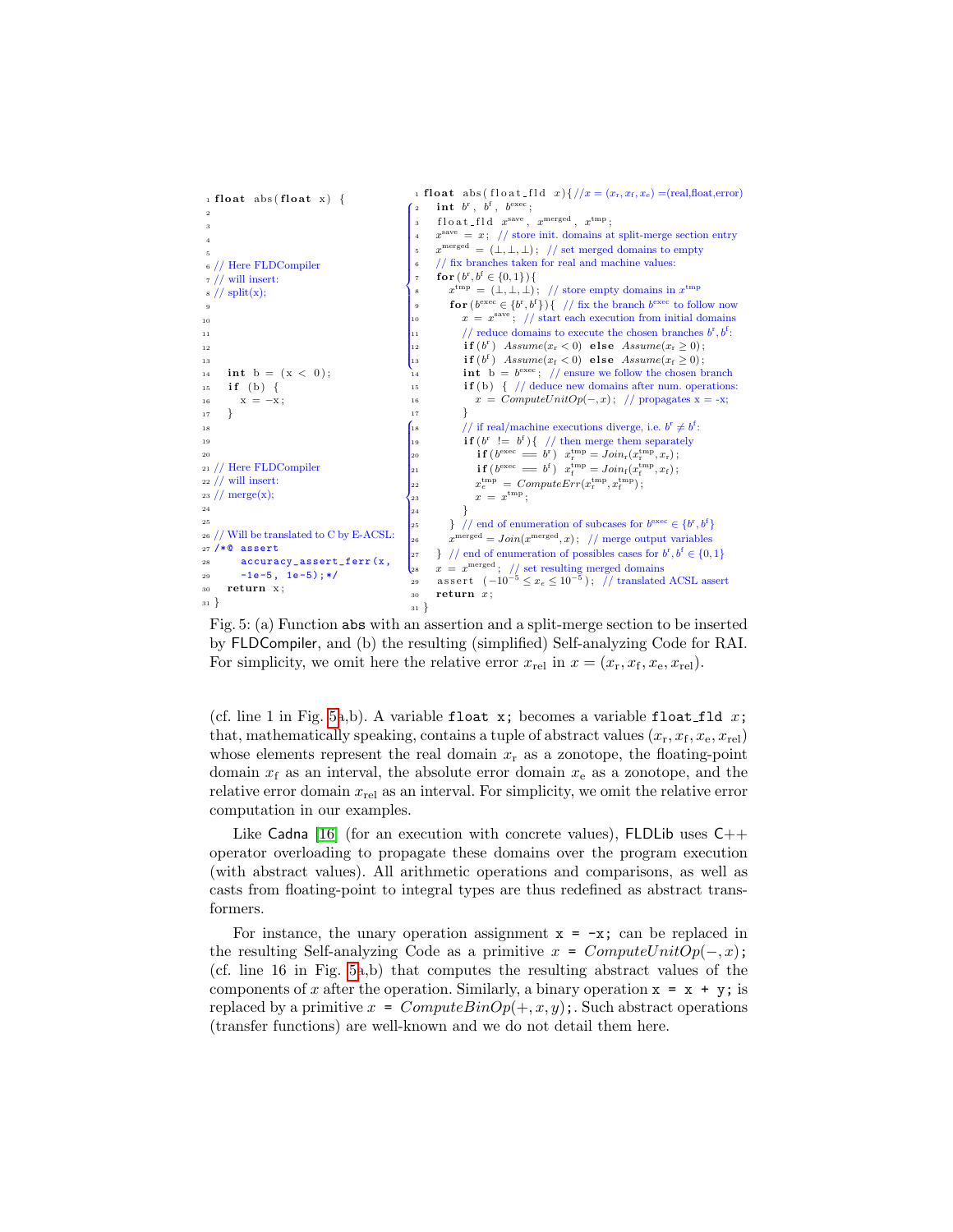```
1  float abs(float x) {
2
3
4
5
6  // Here FLDCompiler
7  // will insert:
8  // split(x);
9
10
11
12
13
14   int b = (x < 0);
15   if (b) {
16      x = -x;
17   }
18
19
20
21 // Here FLDCompiler
22 // will insert:
23 // merge(x);
24
25
26 // Will be translated to C by E-ACSL:
27 /*@ assert
28     accuracy_assert_ferr(x,
29     -1e-5, 1e-5);*/
30   return x;
31 }
```

```
1  float abs(float_fld x){//x = (x_r, x_f, x_e) =(real,float,error)
2    int b^r, b^f, b^exec;
3    float_fld x^save, x^merged, x^tmp;
4    x^save = x; // store init. domains at split-merge section entry
5    x^merged = (⊥,⊥,⊥); // set merged domains to empty
6    // fix branches taken for real and machine values:
7    for(b^r, b^f ∈ {0,1}){
8      x^tmp = (⊥,⊥,⊥); // store empty domains in x^tmp
9      for(b^exec ∈ {b^r, b^f}){ // fix the branch b^exec to follow now
10       x = x^save; // start each execution from initial domains
11       // reduce domains to execute the chosen branches b^r, b^f:
12       if(b^r) Assume(x_r < 0) else Assume(x_r ≥ 0);
13       if(b^f) Assume(x_f < 0) else Assume(x_f ≥ 0);
14       int b = b^exec; // ensure we follow the chosen branch
15       if(b) { // deduce new domains after num. operations:
16         x = ComputeUnitOp(−, x); // propagates x = -x;
17       }
18       // if real/machine executions diverge, i.e. b^r ≠ b^f:
19       if(b^r != b^f){ // then merge them separately
20         if(b^exec == b^r) x_r^tmp = Join_r(x_r^tmp, x_r);
21         if(b^exec == b^f) x_f^tmp = Join_f(x_f^tmp, x_f);
22         x_e^tmp = ComputeErr(x_r^tmp, x_f^tmp);
23         x = x^tmp;
24       }
25     } // end of enumeration of subcases for b^exec ∈ {b^r, b^f}
26     x^merged = Join(x^merged, x); // merge output variables
27   } // end of enumeration of possibles cases for b^r, b^f ∈ {0,1}
28   x = x^merged; // set resulting merged domains
29   assert (−10^−5 ≤ x_e ≤ 10^−5); // translated ACSL assert
30   return x;
31 }
```

Fig. 5: (a) Function abs with an assertion and a split-merge section to be inserted by FLDCompiler, and (b) the resulting (simplified) Self-analyzing Code for RAI. For simplicity, we omit here the relative error $x_{\mathrm{rel}}$ in $x = (x_{\mathrm{r}}, x_{\mathrm{f}}, x_{\mathrm{e}}, x_{\mathrm{rel}})$.

(cf. line 1 in Fig. 5a,b). A variable `float x;` becomes a variable `float_fld` $x$; that, mathematically speaking, contains a tuple of abstract values $(x_{\mathrm{r}}, x_{\mathrm{f}}, x_{\mathrm{e}}, x_{\mathrm{rel}})$ whose elements represent the real domain $x_{\mathrm{r}}$ as a zonotope, the floating-point domain $x_{\mathrm{f}}$ as an interval, the absolute error domain $x_{\mathrm{e}}$ as a zonotope, and the relative error domain $x_{\mathrm{rel}}$ as an interval. For simplicity, we omit the relative error computation in our examples.

Like Cadna [16] (for an execution with concrete values), FLDLib uses C++ operator overloading to propagate these domains over the program execution (with abstract values). All arithmetic operations and comparisons, as well as casts from floating-point to integral types are thus redefined as abstract transformers.

For instance, the unary operation assignment `x = -x;` can be replaced in the resulting Self-analyzing Code as a primitive $x$ = $ComputeUnitOp(-, x)$; (cf. line 16 in Fig. 5a,b) that computes the resulting abstract values of the components of $x$ after the operation. Similarly, a binary operation `x = x + y;` is replaced by a primitive $x$ = $ComputeBinOp(+, x, y)$;. Such abstract operations (transfer functions) are well-known and we do not detail them here.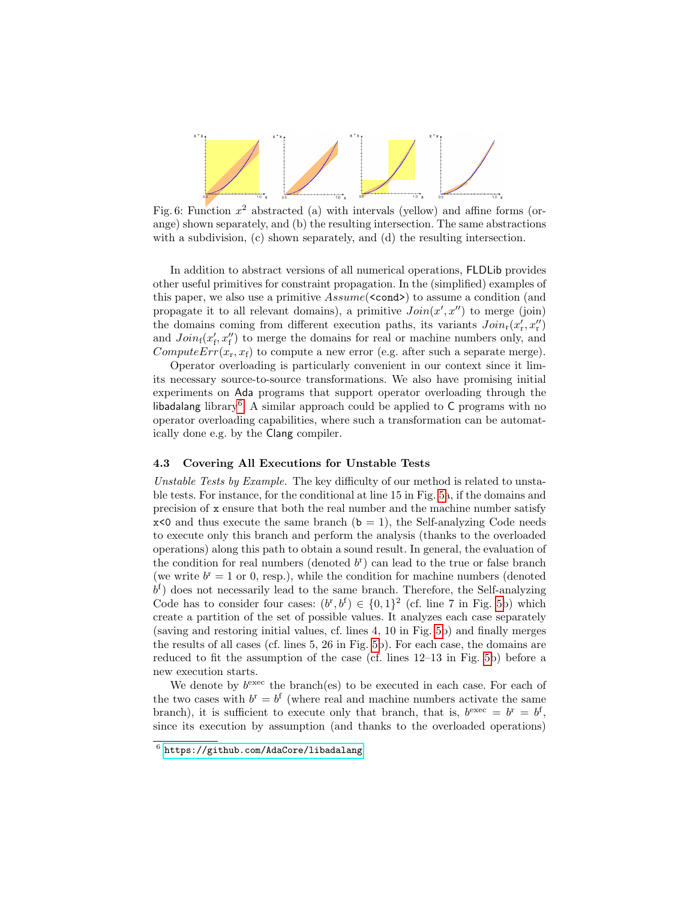x * x

0.0 1.0 x

Fig. 6: Function $x^2$ abstracted (a) with intervals (yellow) and affine forms (orange) shown separately, and (b) the resulting intersection. The same abstractions with a subdivision, (c) shown separately, and (d) the resulting intersection.

In addition to abstract versions of all numerical operations, FLDLib provides other useful primitives for constraint propagation. In the (simplified) examples of this paper, we also use a primitive $Assume(\texttt{<cond>})$ to assume a condition (and propagate it to all relevant domains), a primitive $Join(x', x'')$ to merge (join) the domains coming from different execution paths, its variants $Join_{\mathrm{r}}(x'_{\mathrm{r}}, x''_{\mathrm{r}})$ and $Join_{\mathrm{f}}(x'_{\mathrm{f}}, x''_{\mathrm{f}})$ to merge the domains for real or machine numbers only, and $ComputeErr(x_{\mathrm{r}}, x_{\mathrm{f}})$ to compute a new error (e.g. after such a separate merge).

Operator overloading is particularly convenient in our context since it limits necessary source-to-source transformations. We also have promising initial experiments on Ada programs that support operator overloading through the libadalang library[6]. A similar approach could be applied to C programs with no operator overloading capabilities, where such a transformation can be automatically done e.g. by the Clang compiler.

### 4.3 Covering All Executions for Unstable Tests

*Unstable Tests by Example.* The key difficulty of our method is related to unstable tests. For instance, for the conditional at line 15 in Fig. 5a, if the domains and precision of `x` ensure that both the real number and the machine number satisfy `x<0` and thus execute the same branch (`b` = 1), the Self-analyzing Code needs to execute only this branch and perform the analysis (thanks to the overloaded operations) along this path to obtain a sound result. In general, the evaluation of the condition for real numbers (denoted $b^{\mathrm{r}}$) can lead to the true or false branch (we write $b^{\mathrm{r}} = 1$ or 0, resp.), while the condition for machine numbers (denoted $b^{\mathrm{f}}$) does not necessarily lead to the same branch. Therefore, the Self-analyzing Code has to consider four cases: $(b^{\mathrm{r}}, b^{\mathrm{f}}) \in \{0, 1\}^2$ (cf. line 7 in Fig. 5b) which create a partition of the set of possible values. It analyzes each case separately (saving and restoring initial values, cf. lines 4, 10 in Fig. 5b) and finally merges the results of all cases (cf. lines 5, 26 in Fig. 5b). For each case, the domains are reduced to fit the assumption of the case (cf. lines 12–13 in Fig. 5b) before a new execution starts.

We denote by $b^{\mathrm{exec}}$ the branch(es) to be executed in each case. For each of the two cases with $b^{\mathrm{r}} = b^{\mathrm{f}}$ (where real and machine numbers activate the same branch), it is sufficient to execute only that branch, that is, $b^{\mathrm{exec}} = b^{\mathrm{r}} = b^{\mathrm{f}}$, since its execution by assumption (and thanks to the overloaded operations)

[6] https://github.com/AdaCore/libadalang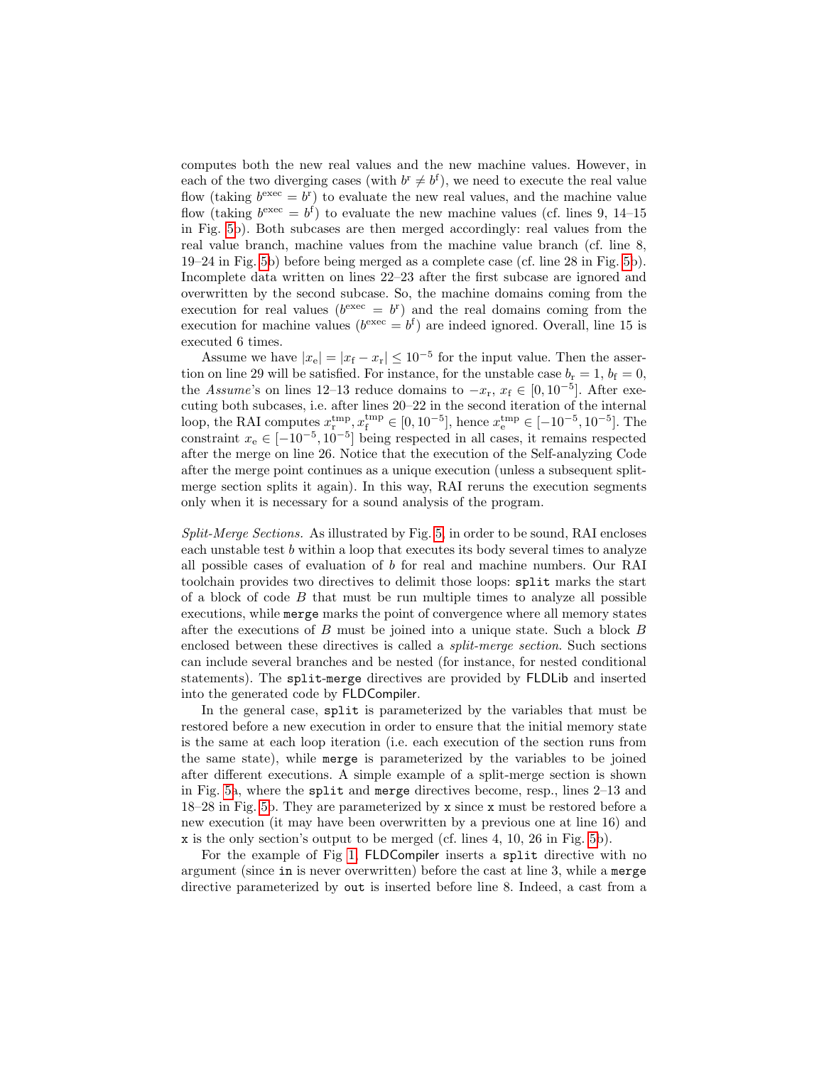computes both the new real values and the new machine values. However, in each of the two diverging cases (with $b^{\mathrm{r}} \neq b^{\mathrm{f}}$), we need to execute the real value flow (taking $b^{\mathrm{exec}} = b^{\mathrm{r}}$) to evaluate the new real values, and the machine value flow (taking $b^{\mathrm{exec}} = b^{\mathrm{f}}$) to evaluate the new machine values (cf. lines 9, 14–15 in Fig. 5b). Both subcases are then merged accordingly: real values from the real value branch, machine values from the machine value branch (cf. line 8, 19–24 in Fig. 5b) before being merged as a complete case (cf. line 28 in Fig. 5b). Incomplete data written on lines 22–23 after the first subcase are ignored and overwritten by the second subcase. So, the machine domains coming from the execution for real values ($b^{\mathrm{exec}} = b^{\mathrm{r}}$) and the real domains coming from the execution for machine values ($b^{\mathrm{exec}} = b^{\mathrm{f}}$) are indeed ignored. Overall, line 15 is executed 6 times.

Assume we have $|x_{\mathrm{e}}| = |x_{\mathrm{f}} - x_{\mathrm{r}}| \leq 10^{-5}$ for the input value. Then the assertion on line 29 will be satisfied. For instance, for the unstable case $b_{\mathrm{r}} = 1$, $b_{\mathrm{f}} = 0$, the *Assume*'s on lines 12–13 reduce domains to $-x_{\mathrm{r}}, x_{\mathrm{f}} \in [0, 10^{-5}]$. After executing both subcases, i.e. after lines 20–22 in the second iteration of the internal loop, the RAI computes $x_{\mathrm{r}}^{\mathrm{tmp}}, x_{\mathrm{f}}^{\mathrm{tmp}} \in [0, 10^{-5}]$, hence $x_{\mathrm{e}}^{\mathrm{tmp}} \in [-10^{-5}, 10^{-5}]$. The constraint $x_{\mathrm{e}} \in [-10^{-5}, 10^{-5}]$ being respected in all cases, it remains respected after the merge on line 26. Notice that the execution of the Self-analyzing Code after the merge point continues as a unique execution (unless a subsequent split-merge section splits it again). In this way, RAI reruns the execution segments only when it is necessary for a sound analysis of the program.

*Split-Merge Sections.* As illustrated by Fig. 5, in order to be sound, RAI encloses each unstable test $b$ within a loop that executes its body several times to analyze all possible cases of evaluation of $b$ for real and machine numbers. Our RAI toolchain provides two directives to delimit those loops: `split` marks the start of a block of code $B$ that must be run multiple times to analyze all possible executions, while `merge` marks the point of convergence where all memory states after the executions of $B$ must be joined into a unique state. Such a block $B$ enclosed between these directives is called a *split-merge section*. Such sections can include several branches and be nested (for instance, for nested conditional statements). The `split`-`merge` directives are provided by FLDLib and inserted into the generated code by FLDCompiler.

In the general case, `split` is parameterized by the variables that must be restored before a new execution in order to ensure that the initial memory state is the same at each loop iteration (i.e. each execution of the section runs from the same state), while `merge` is parameterized by the variables to be joined after different executions. A simple example of a split-merge section is shown in Fig. 5a, where the `split` and `merge` directives become, resp., lines 2–13 and 18–28 in Fig. 5b. They are parameterized by `x` since `x` must be restored before a new execution (it may have been overwritten by a previous one at line 16) and `x` is the only section's output to be merged (cf. lines 4, 10, 26 in Fig. 5b).

For the example of Fig 1, FLDCompiler inserts a `split` directive with no argument (since `in` is never overwritten) before the cast at line 3, while a `merge` directive parameterized by `out` is inserted before line 8. Indeed, a cast from a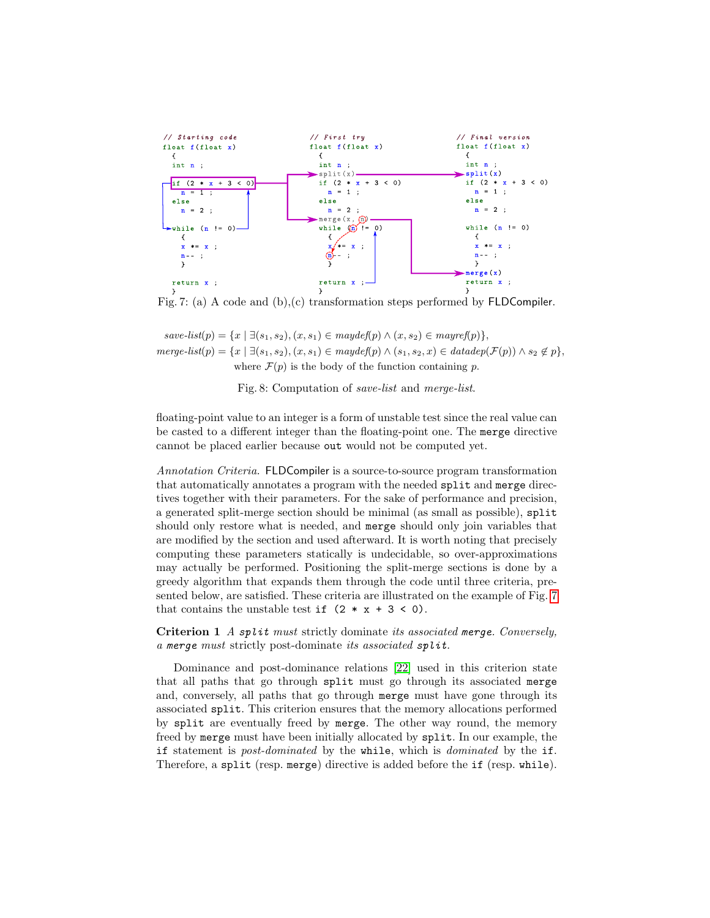```
// Starting code
float f(float x)
  {
  int n ;

  if (2 * x + 3 < 0)
    n = 1 ;
  else
    n = 2 ;

  while (n != 0)
    {
    x *= x ;
    n-- ;
    }

  return x ;
  }
```

```
// First try
float f(float x)
  {
  int n ;
  split(x)
  if (2 * x + 3 < 0)
    n = 1 ;
  else
    n = 2 ;
  merge(x, n)
  while (n != 0)
    {
    x *= x ;
    n-- ;
    }

  return x ;
  }
```

```
// Final version
float f(float x)
  {
  int n ;
  split(x)
  if (2 * x + 3 < 0)
    n = 1 ;
  else
    n = 2 ;

  while (n != 0)
    {
    x *= x ;
    n-- ;
    }
  merge(x)
  return x ;
  }
```

Fig. 7: (a) A code and (b),(c) transformation steps performed by FLDCompiler.

$$save\text{-}list(p) = \{x \mid \exists(s_1, s_2), (x, s_1) \in maydef(p) \wedge (x, s_2) \in mayref(p)\},$$

$$merge\text{-}list(p) = \{x \mid \exists(s_1, s_2), (x, s_1) \in maydef(p) \wedge (s_1, s_2, x) \in datadep(\mathcal{F}(p)) \wedge s_2 \notin p\},$$

where $\mathcal{F}(p)$ is the body of the function containing $p$.

Fig. 8: Computation of *save-list* and *merge-list*.

floating-point value to an integer is a form of unstable test since the real value can be casted to a different integer than the floating-point one. The `merge` directive cannot be placed earlier because `out` would not be computed yet.

*Annotation Criteria.* FLDCompiler is a source-to-source program transformation that automatically annotates a program with the needed `split` and `merge` directives together with their parameters. For the sake of performance and precision, a generated split-merge section should be minimal (as small as possible), `split` should only restore what is needed, and `merge` should only join variables that are modified by the section and used afterward. It is worth noting that precisely computing these parameters statically is undecidable, so over-approximations may actually be performed. Positioning the split-merge sections is done by a greedy algorithm that expands them through the code until three criteria, presented below, are satisfied. These criteria are illustrated on the example of Fig. 7 that contains the unstable test `if (2 * x + 3 < 0)`.

**Criterion 1** *A* `split` *must* strictly dominate *its associated* `merge`*. Conversely, a* `merge` *must* strictly post-dominate *its associated* `split`*.*

Dominance and post-dominance relations [22] used in this criterion state that all paths that go through `split` must go through its associated `merge` and, conversely, all paths that go through `merge` must have gone through its associated `split`. This criterion ensures that the memory allocations performed by `split` are eventually freed by `merge`. The other way round, the memory freed by `merge` must have been initially allocated by `split`. In our example, the `if` statement is *post-dominated* by the `while`, which is *dominated* by the `if`. Therefore, a `split` (resp. `merge`) directive is added before the `if` (resp. `while`).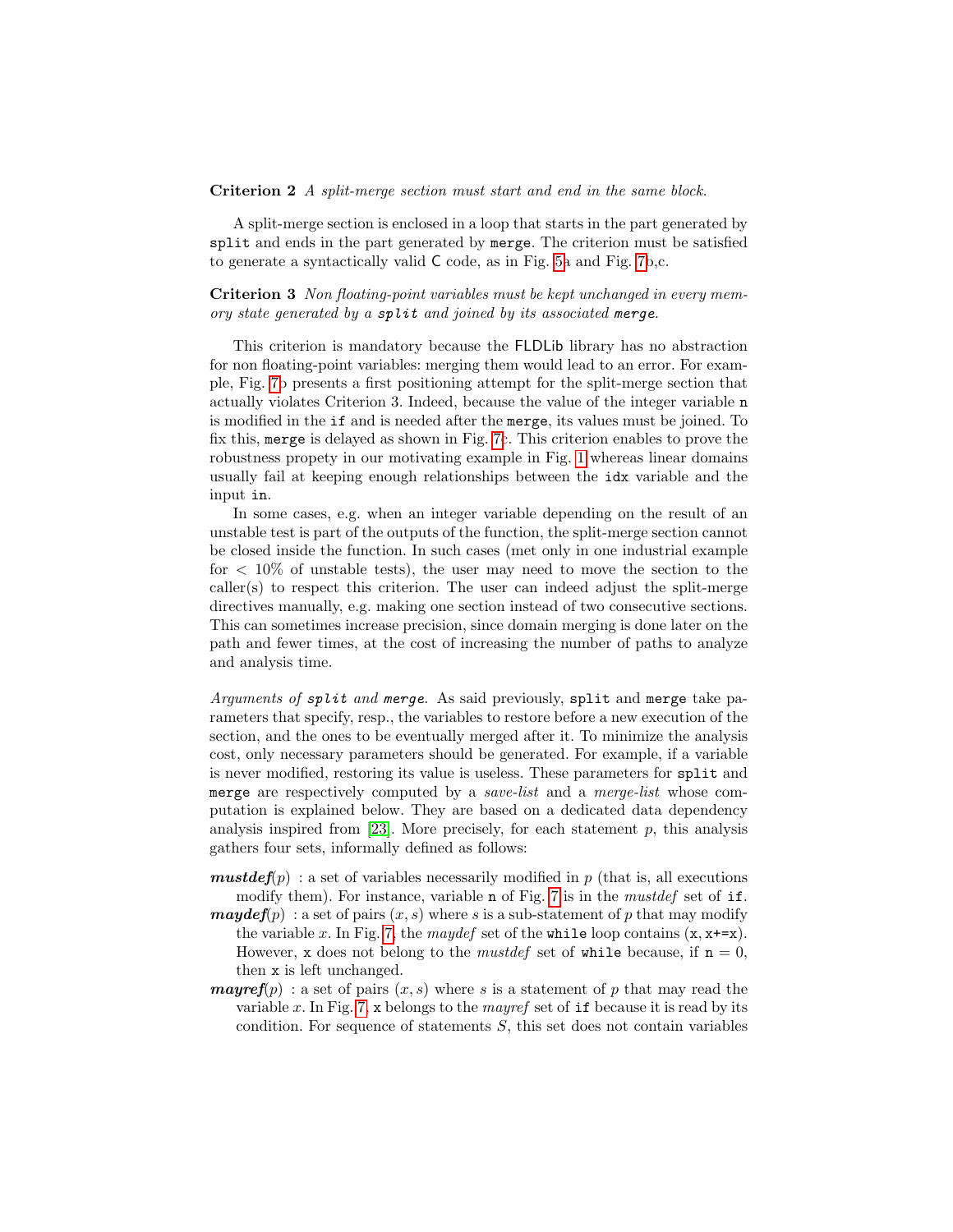**Criterion 2** *A split-merge section must start and end in the same block.*

A split-merge section is enclosed in a loop that starts in the part generated by `split` and ends in the part generated by `merge`. The criterion must be satisfied to generate a syntactically valid C code, as in Fig. 5a and Fig. 7b,c.

**Criterion 3** *Non floating-point variables must be kept unchanged in every memory state generated by a `split` and joined by its associated `merge`.*

This criterion is mandatory because the FLDLib library has no abstraction for non floating-point variables: merging them would lead to an error. For example, Fig. 7b presents a first positioning attempt for the split-merge section that actually violates Criterion 3. Indeed, because the value of the integer variable `n` is modified in the `if` and is needed after the `merge`, its values must be joined. To fix this, `merge` is delayed as shown in Fig. 7c. This criterion enables to prove the robustness propety in our motivating example in Fig. 1 whereas linear domains usually fail at keeping enough relationships between the `idx` variable and the input `in`.

In some cases, e.g. when an integer variable depending on the result of an unstable test is part of the outputs of the function, the split-merge section cannot be closed inside the function. In such cases (met only in one industrial example for $< 10\%$ of unstable tests), the user may need to move the section to the caller(s) to respect this criterion. The user can indeed adjust the split-merge directives manually, e.g. making one section instead of two consecutive sections. This can sometimes increase precision, since domain merging is done later on the path and fewer times, at the cost of increasing the number of paths to analyze and analysis time.

*Arguments of `split` and `merge`.* As said previously, `split` and `merge` take parameters that specify, resp., the variables to restore before a new execution of the section, and the ones to be eventually merged after it. To minimize the analysis cost, only necessary parameters should be generated. For example, if a variable is never modified, restoring its value is useless. These parameters for `split` and `merge` are respectively computed by a *save-list* and a *merge-list* whose computation is explained below. They are based on a dedicated data dependency analysis inspired from [23]. More precisely, for each statement $p$, this analysis gathers four sets, informally defined as follows:

- ***mustdef***($p$) : a set of variables necessarily modified in $p$ (that is, all executions modify them). For instance, variable `n` of Fig. 7 is in the *mustdef* set of `if`.
- ***maydef***($p$) : a set of pairs $(x, s)$ where $s$ is a sub-statement of $p$ that may modify the variable $x$. In Fig. 7, the *maydef* set of the `while` loop contains (`x`, `x+=x`). However, `x` does not belong to the *mustdef* set of `while` because, if $\mathtt{n} = 0$, then `x` is left unchanged.
- ***mayref***($p$) : a set of pairs $(x, s)$ where $s$ is a statement of $p$ that may read the variable $x$. In Fig. 7, `x` belongs to the *mayref* set of `if` because it is read by its condition. For sequence of statements $S$, this set does not contain variables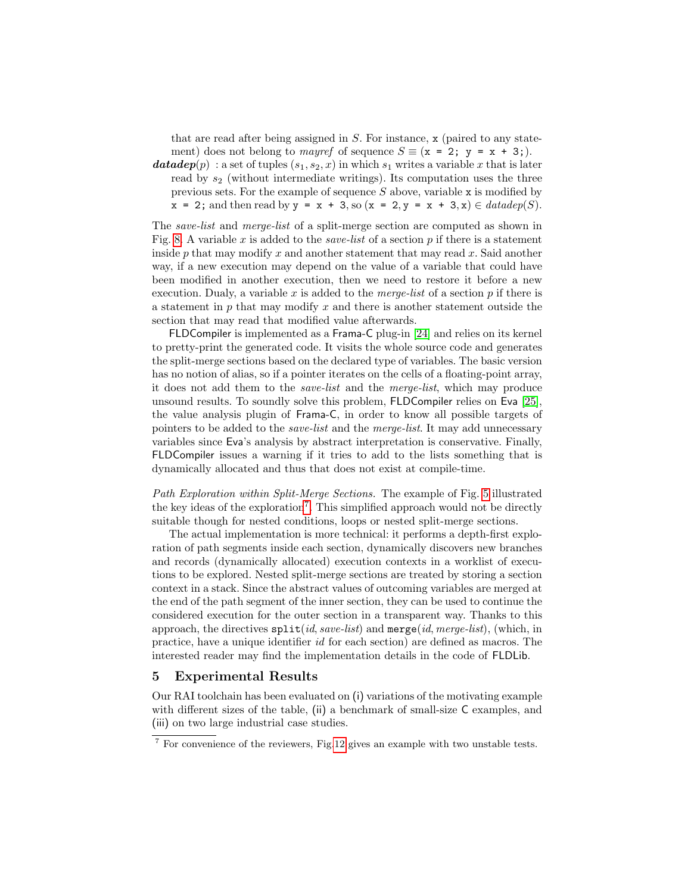that are read after being assigned in $S$. For instance, `x` (paired to any statement) does not belong to *mayref* of sequence $S \equiv$ (`x = 2; y = x + 3;`).

***datadep***($p$) : a set of tuples $(s_1, s_2, x)$ in which $s_1$ writes a variable $x$ that is later read by $s_2$ (without intermediate writings). Its computation uses the three previous sets. For the example of sequence $S$ above, variable `x` is modified by `x = 2;` and then read by `y = x + 3`, so (`x = 2`, `y = x + 3`, `x`) $\in$ *datadep*($S$).

The *save-list* and *merge-list* of a split-merge section are computed as shown in Fig. 8. A variable $x$ is added to the *save-list* of a section $p$ if there is a statement inside $p$ that may modify $x$ and another statement that may read $x$. Said another way, if a new execution may depend on the value of a variable that could have been modified in another execution, then we need to restore it before a new execution. Dualy, a variable $x$ is added to the *merge-list* of a section $p$ if there is a statement in $p$ that may modify $x$ and there is another statement outside the section that may read that modified value afterwards.

FLDCompiler is implemented as a Frama-C plug-in [24] and relies on its kernel to pretty-print the generated code. It visits the whole source code and generates the split-merge sections based on the declared type of variables. The basic version has no notion of alias, so if a pointer iterates on the cells of a floating-point array, it does not add them to the *save-list* and the *merge-list*, which may produce unsound results. To soundly solve this problem, FLDCompiler relies on Eva [25], the value analysis plugin of Frama-C, in order to know all possible targets of pointers to be added to the *save-list* and the *merge-list*. It may add unnecessary variables since Eva's analysis by abstract interpretation is conservative. Finally, FLDCompiler issues a warning if it tries to add to the lists something that is dynamically allocated and thus that does not exist at compile-time.

*Path Exploration within Split-Merge Sections.* The example of Fig. 5 illustrated the key ideas of the exploration[7]. This simplified approach would not be directly suitable though for nested conditions, loops or nested split-merge sections.

The actual implementation is more technical: it performs a depth-first exploration of path segments inside each section, dynamically discovers new branches and records (dynamically allocated) execution contexts in a worklist of executions to be explored. Nested split-merge sections are treated by storing a section context in a stack. Since the abstract values of outcoming variables are merged at the end of the path segment of the inner section, they can be used to continue the considered execution for the outer section in a transparent way. Thanks to this approach, the directives `split`(*id*, *save-list*) and `merge`(*id*, *merge-list*), (which, in practice, have a unique identifier *id* for each section) are defined as macros. The interested reader may find the implementation details in the code of FLDLib.

## 5 Experimental Results

Our RAI toolchain has been evaluated on (i) variations of the motivating example with different sizes of the table, (ii) a benchmark of small-size C examples, and (iii) on two large industrial case studies.

[7] For convenience of the reviewers, Fig. 12 gives an example with two unstable tests.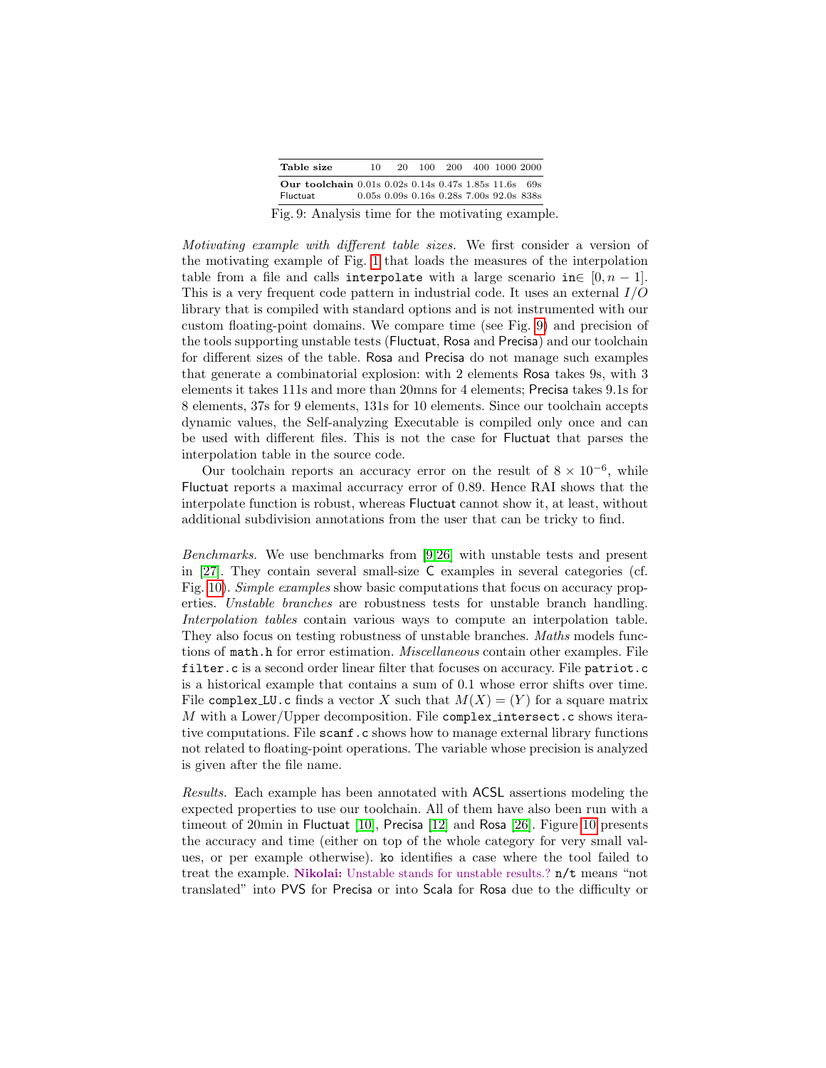| Table size | 10 | 20 | 100 | 200 | 400 | 1000 | 2000 |
|---|---|---|---|---|---|---|---|
| **Our toolchain** | 0.01s | 0.02s | 0.14s | 0.47s | 1.85s | 11.6s | 69s |
| Fluctuat | 0.05s | 0.09s | 0.16s | 0.28s | 7.00s | 92.0s | 838s |

Fig. 9: Analysis time for the motivating example.

*Motivating example with different table sizes.* We first consider a version of the motivating example of Fig. 1 that loads the measures of the interpolation table from a file and calls `interpolate` with a large scenario in$\in$ $[0, n-1]$. This is a very frequent code pattern in industrial code. It uses an external $I/O$ library that is compiled with standard options and is not instrumented with our custom floating-point domains. We compare time (see Fig. 9) and precision of the tools supporting unstable tests (Fluctuat, Rosa and Precisa) and our toolchain for different sizes of the table. Rosa and Precisa do not manage such examples that generate a combinatorial explosion: with 2 elements Rosa takes 9s, with 3 elements it takes 111s and more than 20mns for 4 elements; Precisa takes 9.1s for 8 elements, 37s for 9 elements, 131s for 10 elements. Since our toolchain accepts dynamic values, the Self-analyzing Executable is compiled only once and can be used with different files. This is not the case for Fluctuat that parses the interpolation table in the source code.

Our toolchain reports an accuracy error on the result of $8 \times 10^{-6}$, while Fluctuat reports a maximal accurracy error of 0.89. Hence RAI shows that the interpolate function is robust, whereas Fluctuat cannot show it, at least, without additional subdivision annotations from the user that can be tricky to find.

*Benchmarks.* We use benchmarks from [9,26] with unstable tests and present in [27]. They contain several small-size C examples in several categories (cf. Fig. 10). *Simple examples* show basic computations that focus on accuracy properties. *Unstable branches* are robustness tests for unstable branch handling. *Interpolation tables* contain various ways to compute an interpolation table. They also focus on testing robustness of unstable branches. *Maths* models functions of `math.h` for error estimation. *Miscellaneous* contain other examples. File `filter.c` is a second order linear filter that focuses on accuracy. File `patriot.c` is a historical example that contains a sum of 0.1 whose error shifts over time. File `complex_LU.c` finds a vector $X$ such that $M(X) = (Y)$ for a square matrix $M$ with a Lower/Upper decomposition. File `complex_intersect.c` shows iterative computations. File `scanf.c` shows how to manage external library functions not related to floating-point operations. The variable whose precision is analyzed is given after the file name.

*Results.* Each example has been annotated with ACSL assertions modeling the expected properties to use our toolchain. All of them have also been run with a timeout of 20min in Fluctuat [10], Precisa [12] and Rosa [26]. Figure 10 presents the accuracy and time (either on top of the whole category for very small values, or per example otherwise). `ko` identifies a case where the tool failed to treat the example. **Nikolai:** Unstable stands for unstable results.? `n/t` means "not translated" into PVS for Precisa or into Scala for Rosa due to the difficulty or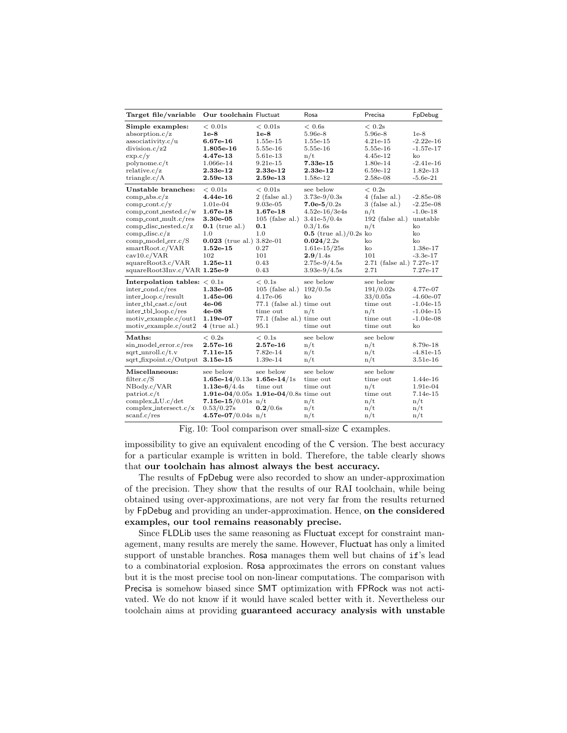| Target file/variable | Our toolchain | Fluctuat | Rosa | Precisa | FpDebug |
|---|---|---|---|---|---|
| **Simple examples:** | < 0.01s | < 0.01s | < 0.6s | < 0.2s | |
| absorption.c/z | **1e-8** | **1e-8** | 5.96e-8 | 5.96e-8 | 1e-8 |
| associativity.c/u | **6.67e-16** | 1.55e-15 | 1.55e-15 | 4.21e-15 | -2.22e-16 |
| division.c/z2 | **1.805e-16** | 5.55e-16 | 5.55e-16 | 5.55e-16 | -1.57e-17 |
| exp.c/y | **4.47e-13** | 5.61e-13 | n/t | 4.45e-12 | ko |
| polynome.c/t | 1.066e-14 | 9.21e-15 | **7.33e-15** | 1.80e-14 | -2.41e-16 |
| relative.c/z | **2.33e-12** | **2.33e-12** | **2.33e-12** | 6.59e-12 | 1.82e-13 |
| triangle.c/A | **2.59e-13** | **2.59e-13** | 1.58e-12 | 2.58e-08 | -5.6e-21 |
| **Unstable branches:** | < 0.01s | < 0.01s | see below | < 0.2s | |
| comp_abs.c/z | **4.44e-16** | 2 (false al.) | 3.73e-9/0.3s | 4 (false al.) | -2.85e-08 |
| comp_cont.c/y | 1.01e-04 | 9.03e-05 | **7.0e-5**/0.2s | 3 (false al.) | -2.25e-08 |
| comp_cont_nested.c/w | **1.67e-18** | **1.67e-18** | 4.52e-16/3e4s | n/t | -1.0e-18 |
| comp_cont_mult.c/res | **3.30e-05** | 105 (false al.) | 3.41e-5/0.4s | 192 (false al.) | unstable |
| comp_disc_nested.c/z | **0.1** (true al.) | **0.1** | 0.3/1.6s | n/t | ko |
| comp_disc.c/z | 1.0 | 1.0 | **0.5** (true al.)/0.2s | ko | ko |
| comp_model_err.c/S | **0.023** (true al.) | 3.82e-01 | **0.024**/2.2s | ko | ko |
| smartRoot.c/VAR | **1.52e-15** | 0.27 | 1.61e-15/25s | ko | 1.38e-17 |
| cav10.c/VAR | 102 | 101 | **2.9**/1.4s | 101 | -3.3e-17 |
| squareRoot3.c/VAR | **1.25e-11** | 0.43 | 2.75e-9/4.5s | 2.71 (false al.) | 7.27e-17 |
| squareRoot3Inv.c/VAR | **1.25e-9** | 0.43 | 3.93e-9/4.5s | 2.71 | 7.27e-17 |
| **Interpolation tables:** | < 0.1s | < 0.1s | see below | see below | |
| inter_cond.c/res | **1.33e-05** | 105 (false al.) | 192/0.5s | 191/0.02s | 4.77e-07 |
| inter_loop.c/result | **1.45e-06** | 4.17e-06 | ko | 33/0.05s | -4.60e-07 |
| inter_tbl_cast.c/out | **4e-06** | 77.1 (false al.) | time out | time out | -1.04e-15 |
| inter_tbl_loop.c/res | **4e-08** | time out | n/t | n/t | -1.04e-15 |
| motiv_example.c/out1 | **1.19e-07** | 77.1 (false al.) | time out | time out | -1.04e-08 |
| motiv_example.c/out2 | **4** (true al.) | 95.1 | time out | time out | ko |
| **Maths:** | < 0.2s | < 0.1s | see below | see below | |
| sin_model_error.c/res | **2.57e-16** | **2.57e-16** | n/t | n/t | 8.79e-18 |
| sqrt_unroll.c/t.v | **7.11e-15** | 7.82e-14 | n/t | n/t | -4.81e-15 |
| sqrt_fixpoint.c/Output | **3.15e-15** | 1.39e-14 | n/t | n/t | 3.51e-16 |
| **Miscellaneous:** | see below | see below | see below | see below | |
| filter.c/S | **1.65e-14**/0.13s | **1.65e-14**/1s | time out | time out | 1.44e-16 |
| NBody.c/VAR | **1.13e-6**/4.4s | time out | time out | n/t | 1.91e-04 |
| patriot.c/t | **1.91e-04**/0.05s | **1.91e-04**/0.8s | time out | time out | 7.14e-15 |
| complex_LU.c/det | **7.15e-15**/0.01s | n/t | n/t | n/t | n/t |
| complex_intersect.c/x | 0.53/0.27s | **0.2**/0.6s | n/t | n/t | n/t |
| scanf.c/res | **4.57e-07**/0.04s | n/t | n/t | n/t | n/t |

Fig. 10: Tool comparison over small-size C examples.

impossibility to give an equivalent encoding of the C version. The best accuracy for a particular example is written in bold. Therefore, the table clearly shows that **our toolchain has almost always the best accuracy.**

The results of FpDebug were also recorded to show an under-approximation of the precision. They show that the results of our RAI toolchain, while being obtained using over-approximations, are not very far from the results returned by FpDebug and providing an under-approximation. Hence, **on the considered examples, our tool remains reasonably precise.**

Since FLDLib uses the same reasoning as Fluctuat except for constraint management, many results are merely the same. However, Fluctuat has only a limited support of unstable branches. Rosa manages them well but chains of `if`'s lead to a combinatorial explosion. Rosa approximates the errors on constant values but it is the most precise tool on non-linear computations. The comparison with Precisa is somehow biased since SMT optimization with FPRock was not activated. We do not know if it would have scaled better with it. Nevertheless our toolchain aims at providing **guaranteed accuracy analysis with unstable**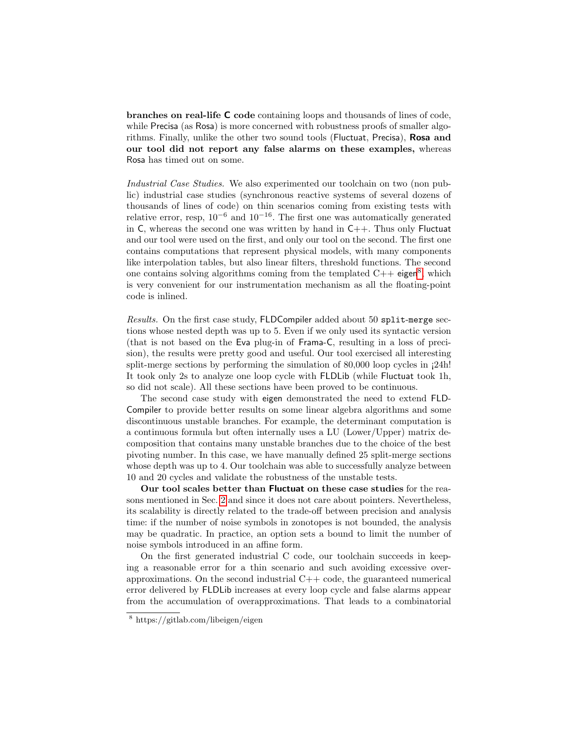**branches on real-life C code** containing loops and thousands of lines of code, while Precisa (as Rosa) is more concerned with robustness proofs of smaller algorithms. Finally, unlike the other two sound tools (Fluctuat, Precisa), **Rosa and our tool did not report any false alarms on these examples,** whereas Rosa has timed out on some.

*Industrial Case Studies.* We also experimented our toolchain on two (non public) industrial case studies (synchronous reactive systems of several dozens of thousands of lines of code) on thin scenarios coming from existing tests with relative error, resp, $10^{-6}$ and $10^{-16}$. The first one was automatically generated in C, whereas the second one was written by hand in C++. Thus only Fluctuat and our tool were used on the first, and only our tool on the second. The first one contains computations that represent physical models, with many components like interpolation tables, but also linear filters, threshold functions. The second one contains solving algorithms coming from the templated C++ eigen[8], which is very convenient for our instrumentation mechanism as all the floating-point code is inlined.

*Results.* On the first case study, FLDCompiler added about 50 split-merge sections whose nested depth was up to 5. Even if we only used its syntactic version (that is not based on the Eva plug-in of Frama-C, resulting in a loss of precision), the results were pretty good and useful. Our tool exercised all interesting split-merge sections by performing the simulation of 80,000 loop cycles in ¡24h! It took only 2s to analyze one loop cycle with FLDLib (while Fluctuat took 1h, so did not scale). All these sections have been proved to be continuous.

The second case study with eigen demonstrated the need to extend FLDCompiler to provide better results on some linear algebra algorithms and some discontinuous unstable branches. For example, the determinant computation is a continuous formula but often internally uses a LU (Lower/Upper) matrix decomposition that contains many unstable branches due to the choice of the best pivoting number. In this case, we have manually defined 25 split-merge sections whose depth was up to 4. Our toolchain was able to successfully analyze between 10 and 20 cycles and validate the robustness of the unstable tests.

**Our tool scales better than Fluctuat on these case studies** for the reasons mentioned in Sec. 2 and since it does not care about pointers. Nevertheless, its scalability is directly related to the trade-off between precision and analysis time: if the number of noise symbols in zonotopes is not bounded, the analysis may be quadratic. In practice, an option sets a bound to limit the number of noise symbols introduced in an affine form.

On the first generated industrial C code, our toolchain succeeds in keeping a reasonable error for a thin scenario and such avoiding excessive overapproximations. On the second industrial C++ code, the guaranteed numerical error delivered by FLDLib increases at every loop cycle and false alarms appear from the accumulation of overapproximations. That leads to a combinatorial

[8] https://gitlab.com/libeigen/eigen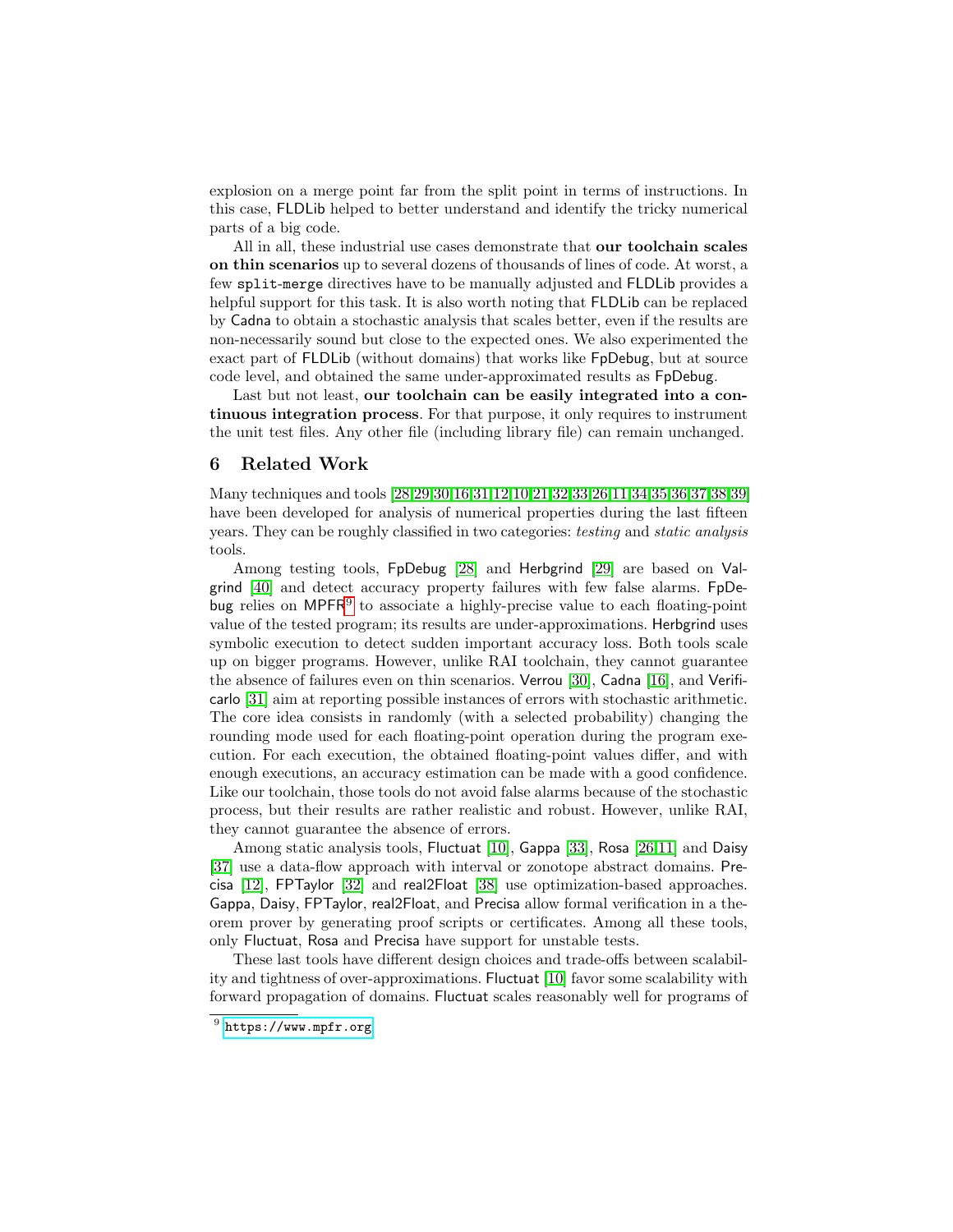explosion on a merge point far from the split point in terms of instructions. In this case, FLDLib helped to better understand and identify the tricky numerical parts of a big code.

All in all, these industrial use cases demonstrate that **our toolchain scales on thin scenarios** up to several dozens of thousands of lines of code. At worst, a few split-merge directives have to be manually adjusted and FLDLib provides a helpful support for this task. It is also worth noting that FLDLib can be replaced by Cadna to obtain a stochastic analysis that scales better, even if the results are non-necessarily sound but close to the expected ones. We also experimented the exact part of FLDLib (without domains) that works like FpDebug, but at source code level, and obtained the same under-approximated results as FpDebug.

Last but not least, **our toolchain can be easily integrated into a continuous integration process**. For that purpose, it only requires to instrument the unit test files. Any other file (including library file) can remain unchanged.

## 6 Related Work

Many techniques and tools [28,29,30,16,31,12,10,21,32,33,26,11,34,35,36,37,38,39] have been developed for analysis of numerical properties during the last fifteen years. They can be roughly classified in two categories: *testing* and *static analysis* tools.

Among testing tools, FpDebug [28] and Herbgrind [29] are based on Valgrind [40] and detect accuracy property failures with few false alarms. FpDebug relies on MPFR[9] to associate a highly-precise value to each floating-point value of the tested program; its results are under-approximations. Herbgrind uses symbolic execution to detect sudden important accuracy loss. Both tools scale up on bigger programs. However, unlike RAI toolchain, they cannot guarantee the absence of failures even on thin scenarios. Verrou [30], Cadna [16], and Verificarlo [31] aim at reporting possible instances of errors with stochastic arithmetic. The core idea consists in randomly (with a selected probability) changing the rounding mode used for each floating-point operation during the program execution. For each execution, the obtained floating-point values differ, and with enough executions, an accuracy estimation can be made with a good confidence. Like our toolchain, those tools do not avoid false alarms because of the stochastic process, but their results are rather realistic and robust. However, unlike RAI, they cannot guarantee the absence of errors.

Among static analysis tools, Fluctuat [10], Gappa [33], Rosa [26,11] and Daisy [37] use a data-flow approach with interval or zonotope abstract domains. Precisa [12], FPTaylor [32] and real2Float [38] use optimization-based approaches. Gappa, Daisy, FPTaylor, real2Float, and Precisa allow formal verification in a theorem prover by generating proof scripts or certificates. Among all these tools, only Fluctuat, Rosa and Precisa have support for unstable tests.

These last tools have different design choices and trade-offs between scalability and tightness of over-approximations. Fluctuat [10] favor some scalability with forward propagation of domains. Fluctuat scales reasonably well for programs of

[9] https://www.mpfr.org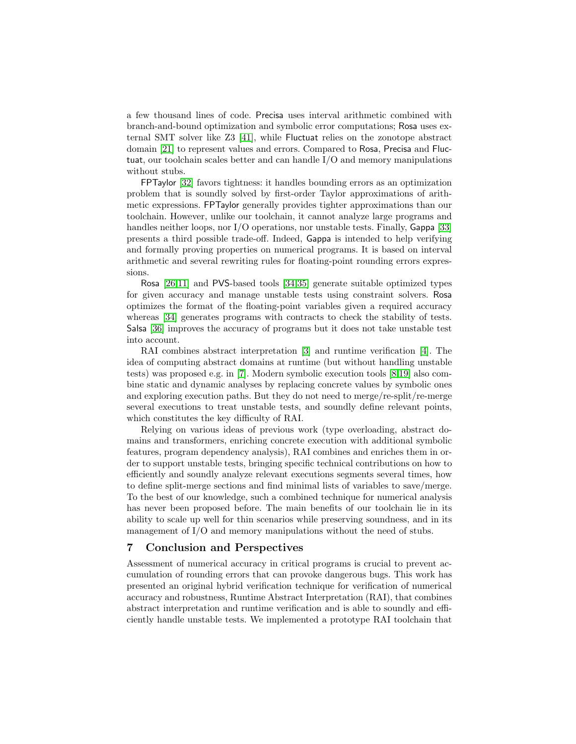a few thousand lines of code. Precisa uses interval arithmetic combined with branch-and-bound optimization and symbolic error computations; Rosa uses external SMT solver like Z3 [41], while Fluctuat relies on the zonotope abstract domain [21] to represent values and errors. Compared to Rosa, Precisa and Fluctuat, our toolchain scales better and can handle I/O and memory manipulations without stubs.

FPTaylor [32] favors tightness: it handles bounding errors as an optimization problem that is soundly solved by first-order Taylor approximations of arithmetic expressions. FPTaylor generally provides tighter approximations than our toolchain. However, unlike our toolchain, it cannot analyze large programs and handles neither loops, nor I/O operations, nor unstable tests. Finally, Gappa [33] presents a third possible trade-off. Indeed, Gappa is intended to help verifying and formally proving properties on numerical programs. It is based on interval arithmetic and several rewriting rules for floating-point rounding errors expressions.

Rosa [26,11] and PVS-based tools [34,35] generate suitable optimized types for given accuracy and manage unstable tests using constraint solvers. Rosa optimizes the format of the floating-point variables given a required accuracy whereas [34] generates programs with contracts to check the stability of tests. Salsa [36] improves the accuracy of programs but it does not take unstable test into account.

RAI combines abstract interpretation [3] and runtime verification [4]. The idea of computing abstract domains at runtime (but without handling unstable tests) was proposed e.g. in [7]. Modern symbolic execution tools [8,19] also combine static and dynamic analyses by replacing concrete values by symbolic ones and exploring execution paths. But they do not need to merge/re-split/re-merge several executions to treat unstable tests, and soundly define relevant points, which constitutes the key difficulty of RAI.

Relying on various ideas of previous work (type overloading, abstract domains and transformers, enriching concrete execution with additional symbolic features, program dependency analysis), RAI combines and enriches them in order to support unstable tests, bringing specific technical contributions on how to efficiently and soundly analyze relevant executions segments several times, how to define split-merge sections and find minimal lists of variables to save/merge. To the best of our knowledge, such a combined technique for numerical analysis has never been proposed before. The main benefits of our toolchain lie in its ability to scale up well for thin scenarios while preserving soundness, and in its management of I/O and memory manipulations without the need of stubs.

## 7 Conclusion and Perspectives

Assessment of numerical accuracy in critical programs is crucial to prevent accumulation of rounding errors that can provoke dangerous bugs. This work has presented an original hybrid verification technique for verification of numerical accuracy and robustness, Runtime Abstract Interpretation (RAI), that combines abstract interpretation and runtime verification and is able to soundly and efficiently handle unstable tests. We implemented a prototype RAI toolchain that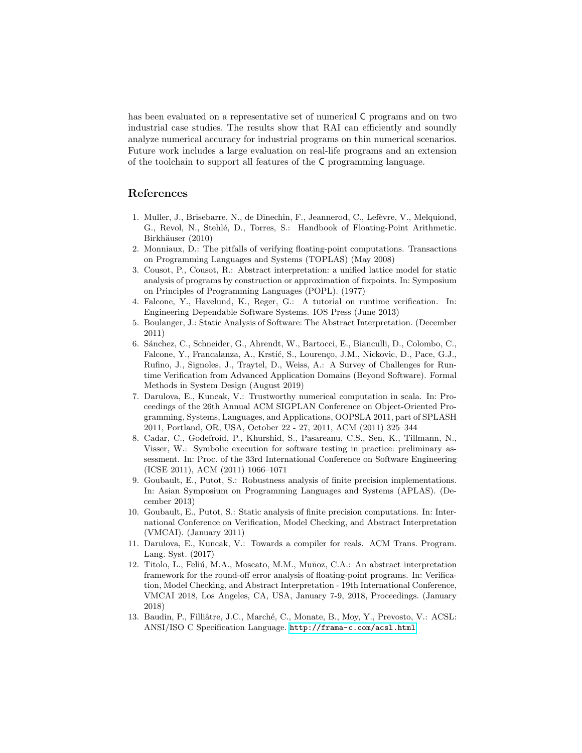has been evaluated on a representative set of numerical C programs and on two industrial case studies. The results show that RAI can efficiently and soundly analyze numerical accuracy for industrial programs on thin numerical scenarios. Future work includes a large evaluation on real-life programs and an extension of the toolchain to support all features of the C programming language.

## References

1. Muller, J., Brisebarre, N., de Dinechin, F., Jeannerod, C., Lefèvre, V., Melquiond, G., Revol, N., Stehlé, D., Torres, S.: Handbook of Floating-Point Arithmetic. Birkhäuser (2010)
2. Monniaux, D.: The pitfalls of verifying floating-point computations. Transactions on Programming Languages and Systems (TOPLAS) (May 2008)
3. Cousot, P., Cousot, R.: Abstract interpretation: a unified lattice model for static analysis of programs by construction or approximation of fixpoints. In: Symposium on Principles of Programming Languages (POPL). (1977)
4. Falcone, Y., Havelund, K., Reger, G.: A tutorial on runtime verification. In: Engineering Dependable Software Systems. IOS Press (June 2013)
5. Boulanger, J.: Static Analysis of Software: The Abstract Interpretation. (December 2011)
6. Sánchez, C., Schneider, G., Ahrendt, W., Bartocci, E., Bianculli, D., Colombo, C., Falcone, Y., Francalanza, A., Krstić, S., Lourenço, J.M., Nickovic, D., Pace, G.J., Rufino, J., Signoles, J., Traytel, D., Weiss, A.: A Survey of Challenges for Runtime Verification from Advanced Application Domains (Beyond Software). Formal Methods in System Design (August 2019)
7. Darulova, E., Kuncak, V.: Trustworthy numerical computation in scala. In: Proceedings of the 26th Annual ACM SIGPLAN Conference on Object-Oriented Programming, Systems, Languages, and Applications, OOPSLA 2011, part of SPLASH 2011, Portland, OR, USA, October 22 - 27, 2011, ACM (2011) 325–344
8. Cadar, C., Godefroid, P., Khurshid, S., Pasareanu, C.S., Sen, K., Tillmann, N., Visser, W.: Symbolic execution for software testing in practice: preliminary assessment. In: Proc. of the 33rd International Conference on Software Engineering (ICSE 2011), ACM (2011) 1066–1071
9. Goubault, E., Putot, S.: Robustness analysis of finite precision implementations. In: Asian Symposium on Programming Languages and Systems (APLAS). (December 2013)
10. Goubault, E., Putot, S.: Static analysis of finite precision computations. In: International Conference on Verification, Model Checking, and Abstract Interpretation (VMCAI). (January 2011)
11. Darulova, E., Kuncak, V.: Towards a compiler for reals. ACM Trans. Program. Lang. Syst. (2017)
12. Titolo, L., Feliú, M.A., Moscato, M.M., Muñoz, C.A.: An abstract interpretation framework for the round-off error analysis of floating-point programs. In: Verification, Model Checking, and Abstract Interpretation - 19th International Conference, VMCAI 2018, Los Angeles, CA, USA, January 7-9, 2018, Proceedings. (January 2018)
13. Baudin, P., Filliâtre, J.C., Marché, C., Monate, B., Moy, Y., Prevosto, V.: ACSL: ANSI/ISO C Specification Language. http://frama-c.com/acsl.html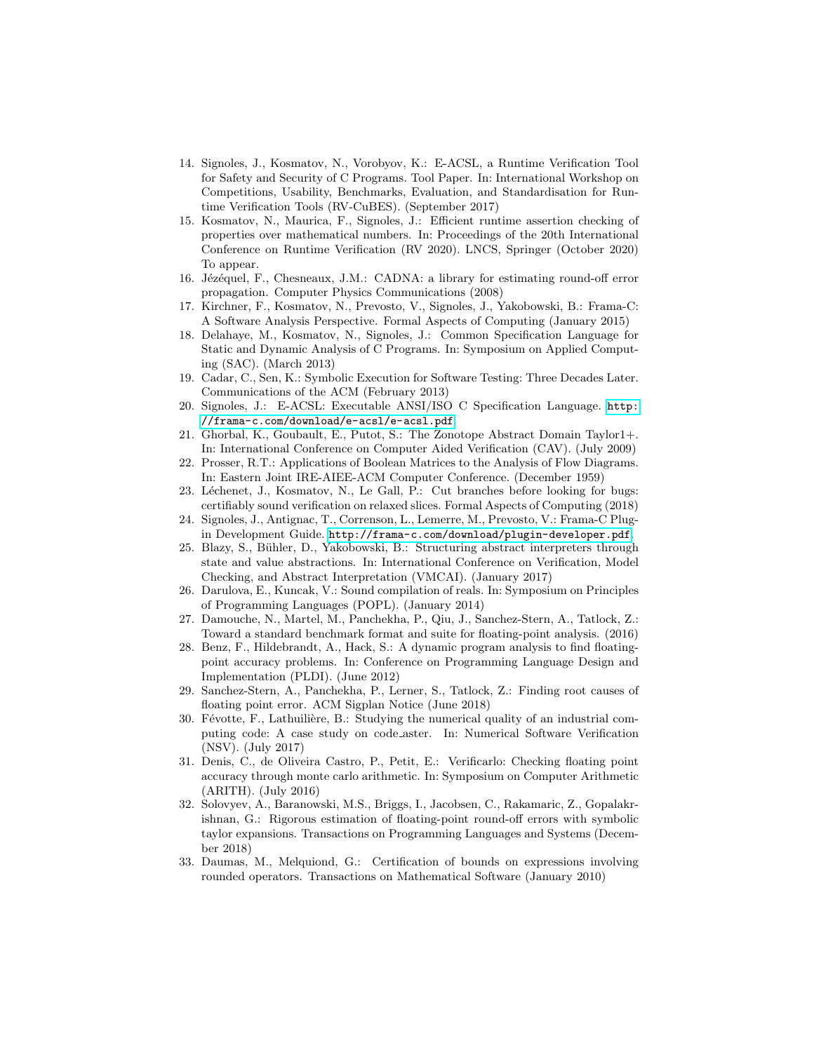14. Signoles, J., Kosmatov, N., Vorobyov, K.: E-ACSL, a Runtime Verification Tool for Safety and Security of C Programs. Tool Paper. In: International Workshop on Competitions, Usability, Benchmarks, Evaluation, and Standardisation for Runtime Verification Tools (RV-CuBES). (September 2017)
15. Kosmatov, N., Maurica, F., Signoles, J.: Efficient runtime assertion checking of properties over mathematical numbers. In: Proceedings of the 20th International Conference on Runtime Verification (RV 2020). LNCS, Springer (October 2020) To appear.
16. Jézéquel, F., Chesneaux, J.M.: CADNA: a library for estimating round-off error propagation. Computer Physics Communications (2008)
17. Kirchner, F., Kosmatov, N., Prevosto, V., Signoles, J., Yakobowski, B.: Frama-C: A Software Analysis Perspective. Formal Aspects of Computing (January 2015)
18. Delahaye, M., Kosmatov, N., Signoles, J.: Common Specification Language for Static and Dynamic Analysis of C Programs. In: Symposium on Applied Computing (SAC). (March 2013)
19. Cadar, C., Sen, K.: Symbolic Execution for Software Testing: Three Decades Later. Communications of the ACM (February 2013)
20. Signoles, J.: E-ACSL: Executable ANSI/ISO C Specification Language. http://frama-c.com/download/e-acsl/e-acsl.pdf
21. Ghorbal, K., Goubault, E., Putot, S.: The Zonotope Abstract Domain Taylor1+. In: International Conference on Computer Aided Verification (CAV). (July 2009)
22. Prosser, R.T.: Applications of Boolean Matrices to the Analysis of Flow Diagrams. In: Eastern Joint IRE-AIEE-ACM Computer Conference. (December 1959)
23. Léchenet, J., Kosmatov, N., Le Gall, P.: Cut branches before looking for bugs: certifiably sound verification on relaxed slices. Formal Aspects of Computing (2018)
24. Signoles, J., Antignac, T., Correnson, L., Lemerre, M., Prevosto, V.: Frama-C Plugin Development Guide. http://frama-c.com/download/plugin-developer.pdf.
25. Blazy, S., Bühler, D., Yakobowski, B.: Structuring abstract interpreters through state and value abstractions. In: International Conference on Verification, Model Checking, and Abstract Interpretation (VMCAI). (January 2017)
26. Darulova, E., Kuncak, V.: Sound compilation of reals. In: Symposium on Principles of Programming Languages (POPL). (January 2014)
27. Damouche, N., Martel, M., Panchekha, P., Qiu, J., Sanchez-Stern, A., Tatlock, Z.: Toward a standard benchmark format and suite for floating-point analysis. (2016)
28. Benz, F., Hildebrandt, A., Hack, S.: A dynamic program analysis to find floating-point accuracy problems. In: Conference on Programming Language Design and Implementation (PLDI). (June 2012)
29. Sanchez-Stern, A., Panchekha, P., Lerner, S., Tatlock, Z.: Finding root causes of floating point error. ACM Sigplan Notice (June 2018)
30. Févotte, F., Lathuilière, B.: Studying the numerical quality of an industrial computing code: A case study on code_aster. In: Numerical Software Verification (NSV). (July 2017)
31. Denis, C., de Oliveira Castro, P., Petit, E.: Verificarlo: Checking floating point accuracy through monte carlo arithmetic. In: Symposium on Computer Arithmetic (ARITH). (July 2016)
32. Solovyev, A., Baranowski, M.S., Briggs, I., Jacobsen, C., Rakamaric, Z., Gopalakrishnan, G.: Rigorous estimation of floating-point round-off errors with symbolic taylor expansions. Transactions on Programming Languages and Systems (December 2018)
33. Daumas, M., Melquiond, G.: Certification of bounds on expressions involving rounded operators. Transactions on Mathematical Software (January 2010)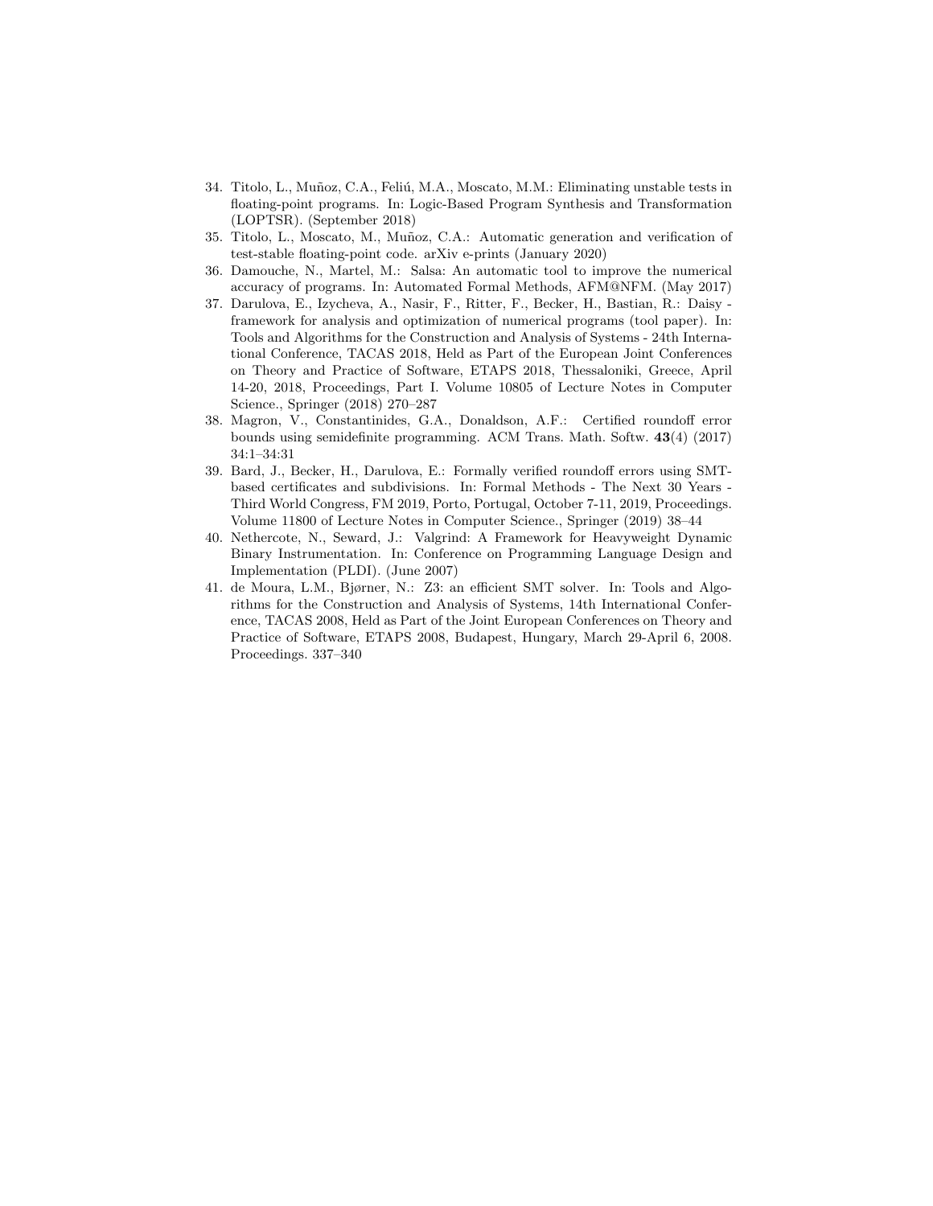34. Titolo, L., Muñoz, C.A., Feliú, M.A., Moscato, M.M.: Eliminating unstable tests in floating-point programs. In: Logic-Based Program Synthesis and Transformation (LOPTSR). (September 2018)
35. Titolo, L., Moscato, M., Muñoz, C.A.: Automatic generation and verification of test-stable floating-point code. arXiv e-prints (January 2020)
36. Damouche, N., Martel, M.: Salsa: An automatic tool to improve the numerical accuracy of programs. In: Automated Formal Methods, AFM@NFM. (May 2017)
37. Darulova, E., Izycheva, A., Nasir, F., Ritter, F., Becker, H., Bastian, R.: Daisy - framework for analysis and optimization of numerical programs (tool paper). In: Tools and Algorithms for the Construction and Analysis of Systems - 24th International Conference, TACAS 2018, Held as Part of the European Joint Conferences on Theory and Practice of Software, ETAPS 2018, Thessaloniki, Greece, April 14-20, 2018, Proceedings, Part I. Volume 10805 of Lecture Notes in Computer Science., Springer (2018) 270–287
38. Magron, V., Constantinides, G.A., Donaldson, A.F.: Certified roundoff error bounds using semidefinite programming. ACM Trans. Math. Softw. **43**(4) (2017) 34:1–34:31
39. Bard, J., Becker, H., Darulova, E.: Formally verified roundoff errors using SMT-based certificates and subdivisions. In: Formal Methods - The Next 30 Years - Third World Congress, FM 2019, Porto, Portugal, October 7-11, 2019, Proceedings. Volume 11800 of Lecture Notes in Computer Science., Springer (2019) 38–44
40. Nethercote, N., Seward, J.: Valgrind: A Framework for Heavyweight Dynamic Binary Instrumentation. In: Conference on Programming Language Design and Implementation (PLDI). (June 2007)
41. de Moura, L.M., Bjørner, N.: Z3: an efficient SMT solver. In: Tools and Algorithms for the Construction and Analysis of Systems, 14th International Conference, TACAS 2008, Held as Part of the Joint European Conferences on Theory and Practice of Software, ETAPS 2008, Budapest, Hungary, March 29-April 6, 2008. Proceedings. 337–340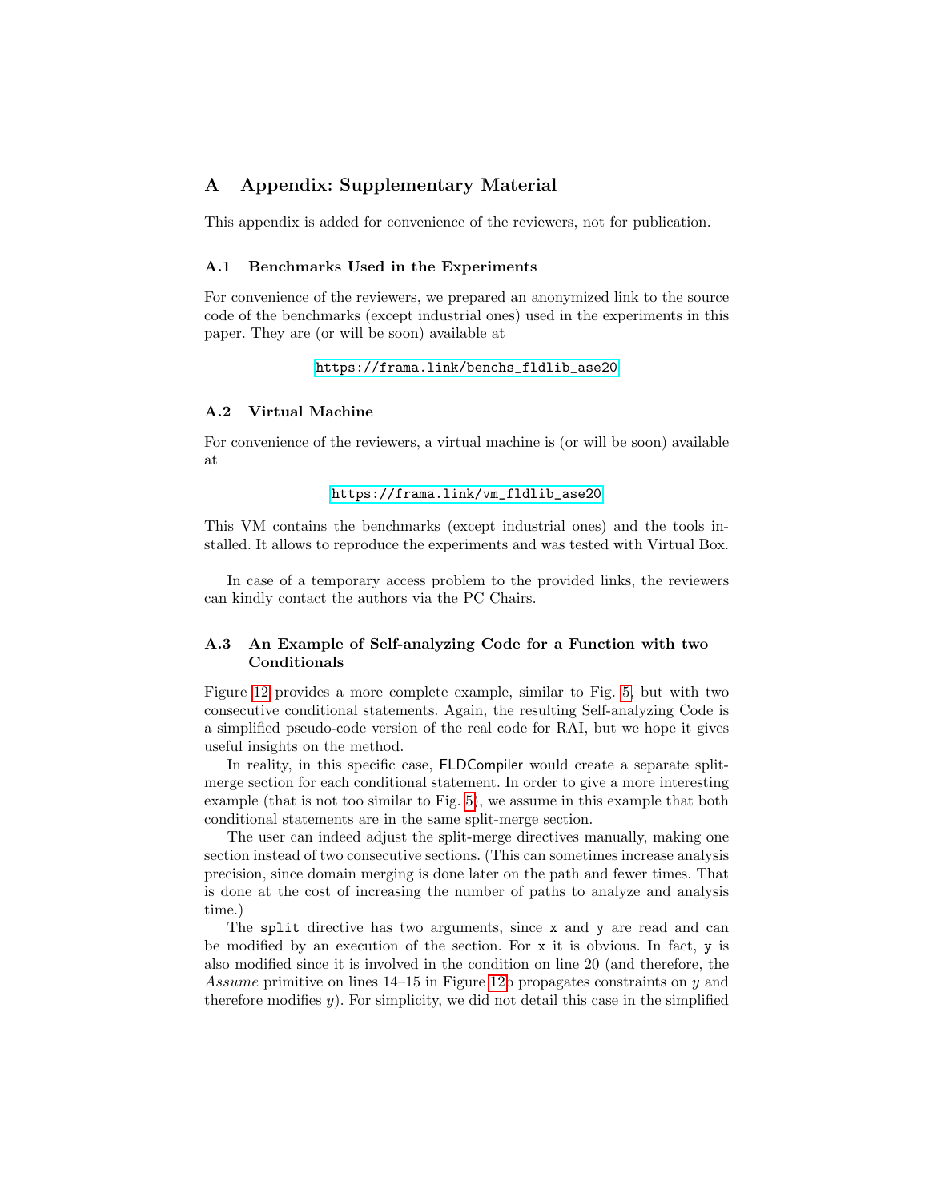## A Appendix: Supplementary Material

This appendix is added for convenience of the reviewers, not for publication.

### A.1 Benchmarks Used in the Experiments

For convenience of the reviewers, we prepared an anonymized link to the source code of the benchmarks (except industrial ones) used in the experiments in this paper. They are (or will be soon) available at

https://frama.link/benchs_fldlib_ase20

### A.2 Virtual Machine

For convenience of the reviewers, a virtual machine is (or will be soon) available at

https://frama.link/vm_fldlib_ase20

This VM contains the benchmarks (except industrial ones) and the tools installed. It allows to reproduce the experiments and was tested with Virtual Box.

In case of a temporary access problem to the provided links, the reviewers can kindly contact the authors via the PC Chairs.

### A.3 An Example of Self-analyzing Code for a Function with two Conditionals

Figure 12 provides a more complete example, similar to Fig. 5, but with two consecutive conditional statements. Again, the resulting Self-analyzing Code is a simplified pseudo-code version of the real code for RAI, but we hope it gives useful insights on the method.

In reality, in this specific case, FLDCompiler would create a separate split-merge section for each conditional statement. In order to give a more interesting example (that is not too similar to Fig. 5), we assume in this example that both conditional statements are in the same split-merge section.

The user can indeed adjust the split-merge directives manually, making one section instead of two consecutive sections. (This can sometimes increase analysis precision, since domain merging is done later on the path and fewer times. That is done at the cost of increasing the number of paths to analyze and analysis time.)

The `split` directive has two arguments, since `x` and `y` are read and can be modified by an execution of the section. For `x` it is obvious. In fact, `y` is also modified since it is involved in the condition on line 20 (and therefore, the *Assume* primitive on lines 14–15 in Figure 12b propagates constraints on $y$ and therefore modifies $y$). For simplicity, we did not detail this case in the simplified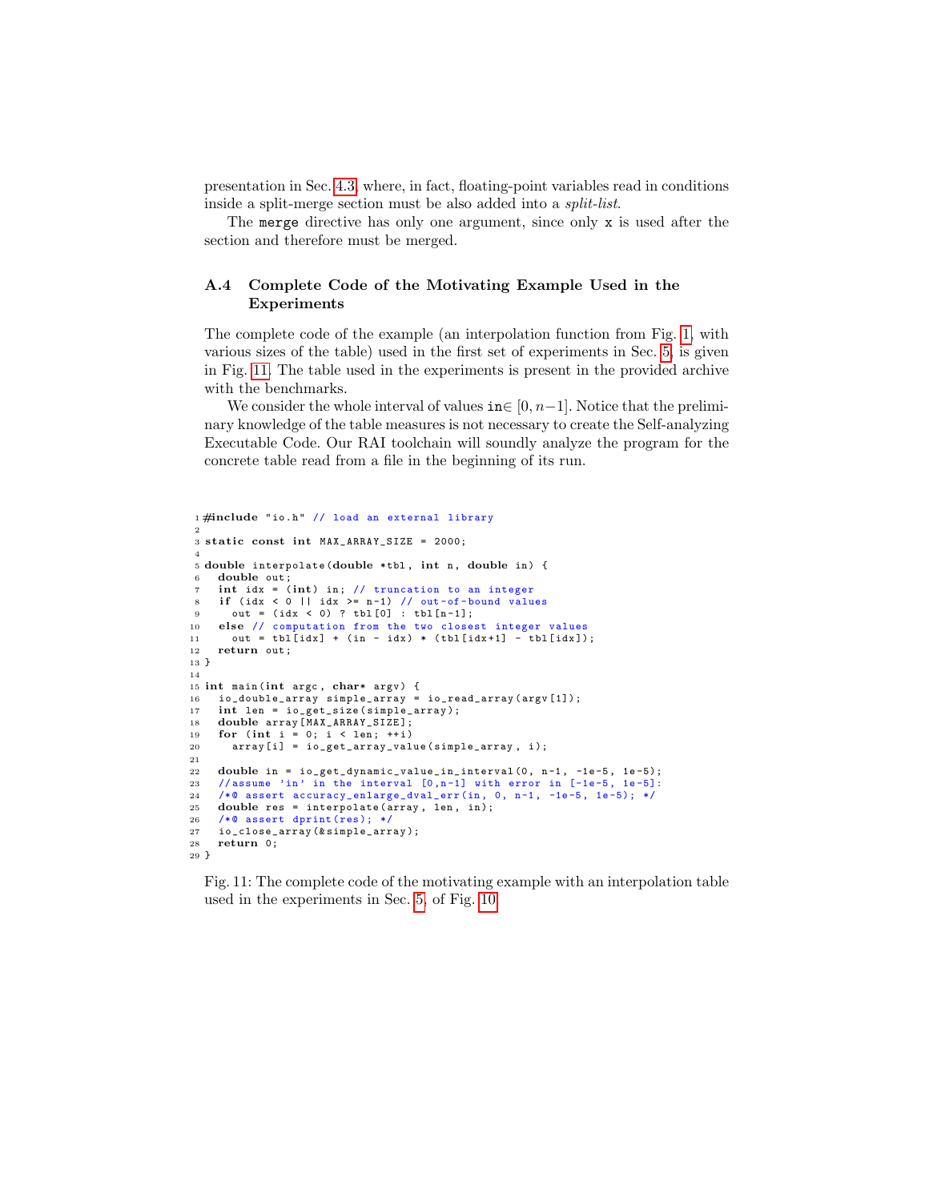presentation in Sec. 4.3, where, in fact, floating-point variables read in conditions inside a split-merge section must be also added into a *split-list*.

The `merge` directive has only one argument, since only `x` is used after the section and therefore must be merged.

### A.4 Complete Code of the Motivating Example Used in the Experiments

The complete code of the example (an interpolation function from Fig. 1, with various sizes of the table) used in the first set of experiments in Sec. 5, is given in Fig. 11. The table used in the experiments is present in the provided archive with the benchmarks.

We consider the whole interval of values `in`$\in [0, n-1]$. Notice that the preliminary knowledge of the table measures is not necessary to create the Self-analyzing Executable Code. Our RAI toolchain will soundly analyze the program for the concrete table read from a file in the beginning of its run.

```
1  #include "io.h" // load an external library
2  
3  static const int MAX_ARRAY_SIZE = 2000;
4  
5  double interpolate(double *tbl, int n, double in) {
6    double out;
7    int idx = (int) in; // truncation to an integer
8    if (idx < 0 || idx >= n-1) // out-of-bound values
9      out = (idx < 0) ? tbl[0] : tbl[n-1];
10   else // computation from the two closest integer values
11     out = tbl[idx] + (in - idx) * (tbl[idx+1] - tbl[idx]);
12   return out;
13 }
14 
15 int main(int argc, char* argv) {
16   io_double_array simple_array = io_read_array(argv[1]);
17   int len = io_get_size(simple_array);
18   double array[MAX_ARRAY_SIZE];
19   for (int i = 0; i < len; ++i)
20     array[i] = io_get_array_value(simple_array, i);
21 
22   double in = io_get_dynamic_value_in_interval(0, n-1, -1e-5, 1e-5);
23   //assume 'in' in the interval [0,n-1] with error in [-1e-5, 1e-5]:
24   /*@ assert accuracy_enlarge_dval_err(in, 0, n-1, -1e-5, 1e-5); */
25   double res = interpolate(array, len, in);
26   /*@ assert dprint(res); */
27   io_close_array(&simple_array);
28   return 0;
29 }
```

Fig. 11: The complete code of the motivating example with an interpolation table used in the experiments in Sec. 5, of Fig. 10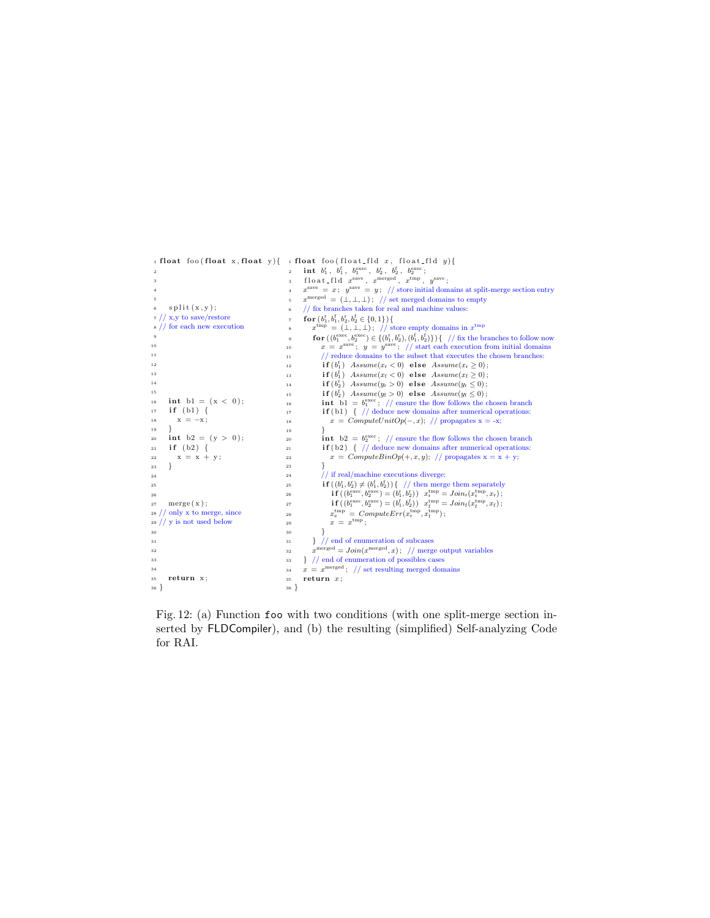```
1  float foo(float x, float y){
2
3
4
5
6    split(x,y);
7  // x,y to save/restore
8  // for each new execution
9
10
11
12
13
14
15
16   int b1 = (x < 0);
17   if (b1) {
18     x = -x;
19   }
20   int b2 = (y > 0);
21   if (b2) {
22     x = x + y;
23   }
24
25
26
27   merge(x);
28 // only x to merge, since
29 // y is not used below
30
31
32
33
34
35   return x;
36 }
```

```
1  float foo(float_fld x, float_fld y){
2    int b1^r, b1^f, b1^exec, b2^r, b2^f, b2^exec;
3    float_fld x^save, x^merged, x^tmp, y^save;
4    x^save = x; y^save = y; // store initial domains at split-merge section entry
5    x^merged = (⊥,⊥,⊥); // set merged domains to empty
6    // fix branches taken for real and machine values:
7    for(b1^r, b1^f, b2^r, b2^f ∈ {0,1}){
8      x^tmp = (⊥,⊥,⊥); // store empty domains in x^tmp
9      for((b1^exec, b2^exec) ∈ {(b1^r, b2^r), (b1^f, b2^f)}){ // fix the branches to follow now
10       x = x^save; y = y^save; // start each execution from initial domains
11       // reduce domains to the subset that executes the chosen branches:
12       if(b1^r) Assume(x_r < 0) else Assume(x_r ≥ 0);
13       if(b1^f) Assume(x_f < 0) else Assume(x_f ≥ 0);
14       if(b2^r) Assume(y_r > 0) else Assume(y_r ≤ 0);
15       if(b2^f) Assume(y_f > 0) else Assume(y_f ≤ 0);
16       int b1 = b1^exec; // ensure the flow follows the chosen branch
17       if(b1) { // deduce new domains after numerical operations:
18         x = ComputeUnitOp(-, x); // propagates x = -x;
19       }
20       int b2 = b2^exec; // ensure the flow follows the chosen branch
21       if(b2) { // deduce new domains after numerical operations:
22         x = ComputeBinOp(+, x, y); // propagates x = x + y;
23       }
24       // if real/machine executions diverge:
25       if((b1^r, b2^r) ≠ (b1^f, b2^f)){ // then merge them separately
26         if((b1^exec, b2^exec) = (b1^r, b2^r)) x_r^tmp = Join_r(x_r^tmp, x_r);
27         if((b1^exec, b2^exec) = (b1^f, b2^f)) x_f^tmp = Join_f(x_f^tmp, x_f);
28         x_e^tmp = ComputeErr(x_r^tmp, x_f^tmp);
29         x = x^tmp;
30       }
31     } // end of enumeration of subcases
32     x^merged = Join(x^merged, x); // merge output variables
33   } // end of enumeration of possibles cases
34   x = x^merged; // set resulting merged domains
35   return x;
36 }
```

Fig. 12: (a) Function `foo` with two conditions (with one split-merge section inserted by FLDCompiler), and (b) the resulting (simplified) Self-analyzing Code for RAI.